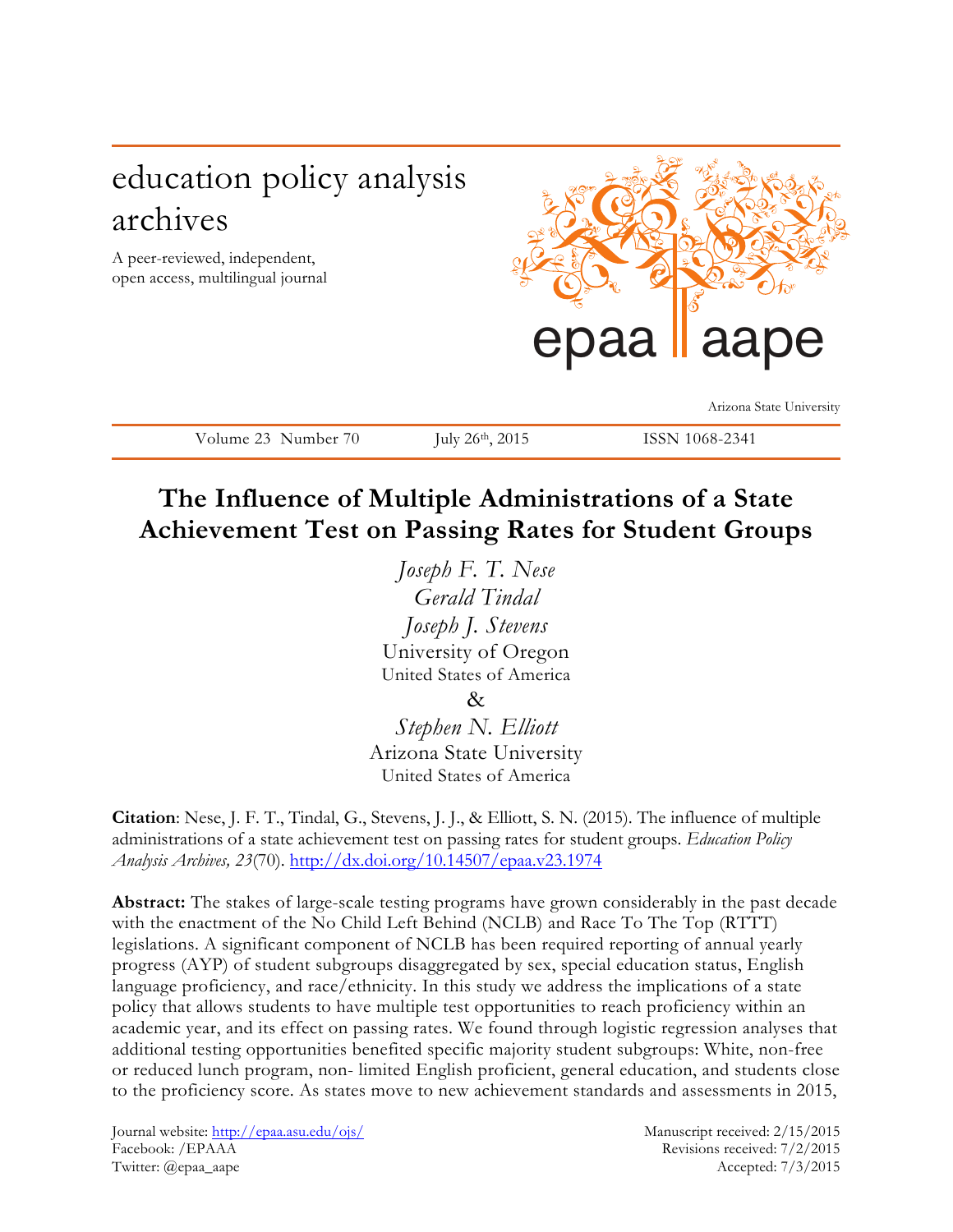education policy analysis archives

A peer-reviewed, independent, open access, multilingual journal

epaa aape

Arizona State University

Volume 23 Number 70 July 26th, 2015 ISSN 1068-2341

# The Influence of Multiple Administrations of a State Achievement Test on Passing Rates for Student Groups

*Joseph F. T. Nese*
*Gerald Tindal*
*Joseph J. Stevens*
University of Oregon
United States of America
&
*Stephen N. Elliott*
Arizona State University
United States of America

**Citation**: Nese, J. F. T., Tindal, G., Stevens, J. J., & Elliott, S. N. (2015). The influence of multiple administrations of a state achievement test on passing rates for student groups. *Education Policy Analysis Archives, 23*(70). http://dx.doi.org/10.14507/epaa.v23.1974

**Abstract:** The stakes of large-scale testing programs have grown considerably in the past decade with the enactment of the No Child Left Behind (NCLB) and Race To The Top (RTTT) legislations. A significant component of NCLB has been required reporting of annual yearly progress (AYP) of student subgroups disaggregated by sex, special education status, English language proficiency, and race/ethnicity. In this study we address the implications of a state policy that allows students to have multiple test opportunities to reach proficiency within an academic year, and its effect on passing rates. We found through logistic regression analyses that additional testing opportunities benefited specific majority student subgroups: White, non-free or reduced lunch program, non- limited English proficient, general education, and students close to the proficiency score. As states move to new achievement standards and assessments in 2015,

Journal website: http://epaa.asu.edu/ojs/
Facebook: /EPAAA
Twitter: @epaa_aape

Manuscript received: 2/15/2015
Revisions received: 7/2/2015
Accepted: 7/3/2015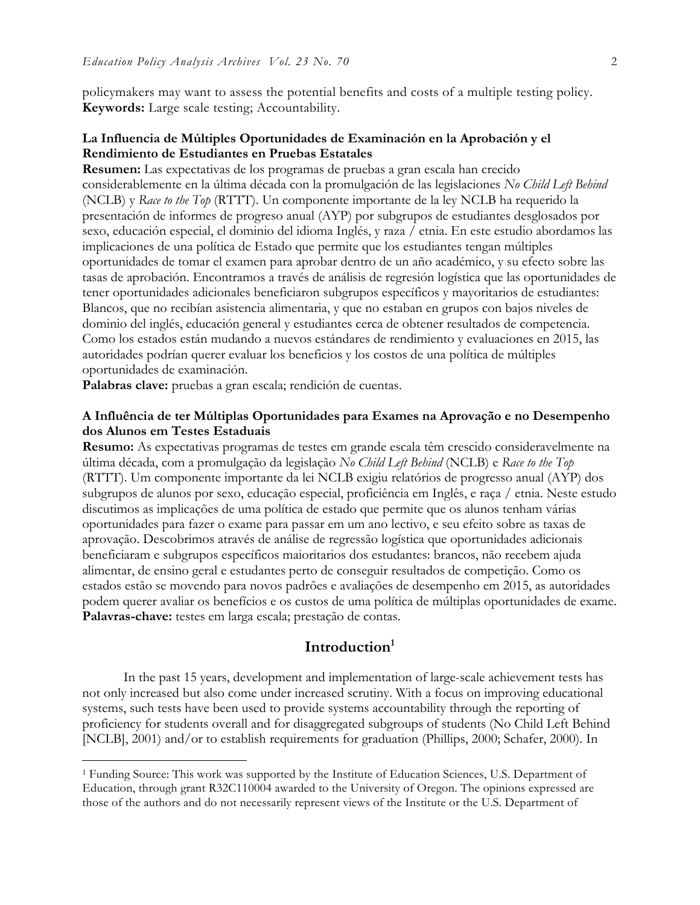policymakers may want to assess the potential benefits and costs of a multiple testing policy.
**Keywords:** Large scale testing; Accountability.

**La Influencia de Múltiples Oportunidades de Examinación en la Aprobación y el Rendimiento de Estudiantes en Pruebas Estatales**
**Resumen:** Las expectativas de los programas de pruebas a gran escala han crecido considerablemente en la última década con la promulgación de las legislaciones *No Child Left Behind* (NCLB) y *Race to the Top* (RTTT). Un componente importante de la ley NCLB ha requerido la presentación de informes de progreso anual (AYP) por subgrupos de estudiantes desglosados por sexo, educación especial, el dominio del idioma Inglés, y raza / etnia. En este estudio abordamos las implicaciones de una política de Estado que permite que los estudiantes tengan múltiples oportunidades de tomar el examen para aprobar dentro de un año académico, y su efecto sobre las tasas de aprobación. Encontramos a través de análisis de regresión logística que las oportunidades de tener oportunidades adicionales beneficiaron subgrupos específicos y mayoritarios de estudiantes: Blancos, que no recibían asistencia alimentaria, y que no estaban en grupos con bajos niveles de dominio del inglés, educación general y estudiantes cerca de obtener resultados de competencia. Como los estados están mudando a nuevos estándares de rendimiento y evaluaciones en 2015, las autoridades podrían querer evaluar los beneficios y los costos de una política de múltiples oportunidades de examinación.
**Palabras clave:** pruebas a gran escala; rendición de cuentas.

**A Influência de ter Múltiplas Oportunidades para Exames na Aprovação e no Desempenho dos Alunos em Testes Estaduais**
**Resumo:** As expectativas programas de testes em grande escala têm crescido consideravelmente na última década, com a promulgação da legislação *No Child Left Behind* (NCLB) e *Race to the Top* (RTTT). Um componente importante da lei NCLB exigiu relatórios de progresso anual (AYP) dos subgrupos de alunos por sexo, educação especial, proficiência em Inglês, e raça / etnia. Neste estudo discutimos as implicações de uma política de estado que permite que os alunos tenham várias oportunidades para fazer o exame para passar em um ano lectivo, e seu efeito sobre as taxas de aprovação. Descobrimos através de análise de regressão logística que oportunidades adicionais beneficiaram e subgrupos específicos maioritarios dos estudantes: brancos, não recebem ajuda alimentar, de ensino geral e estudantes perto de conseguir resultados de competição. Como os estados estão se movendo para novos padrões e avaliações de desempenho em 2015, as autoridades podem querer avaliar os benefícios e os custos de uma política de múltiplas oportunidades de exame.
**Palavras-chave:** testes em larga escala; prestação de contas.

## Introduction[1]

In the past 15 years, development and implementation of large-scale achievement tests has not only increased but also come under increased scrutiny. With a focus on improving educational systems, such tests have been used to provide systems accountability through the reporting of proficiency for students overall and for disaggregated subgroups of students (No Child Left Behind [NCLB], 2001) and/or to establish requirements for graduation (Phillips, 2000; Schafer, 2000). In

[1] Funding Source: This work was supported by the Institute of Education Sciences, U.S. Department of Education, through grant R32C110004 awarded to the University of Oregon. The opinions expressed are those of the authors and do not necessarily represent views of the Institute or the U.S. Department of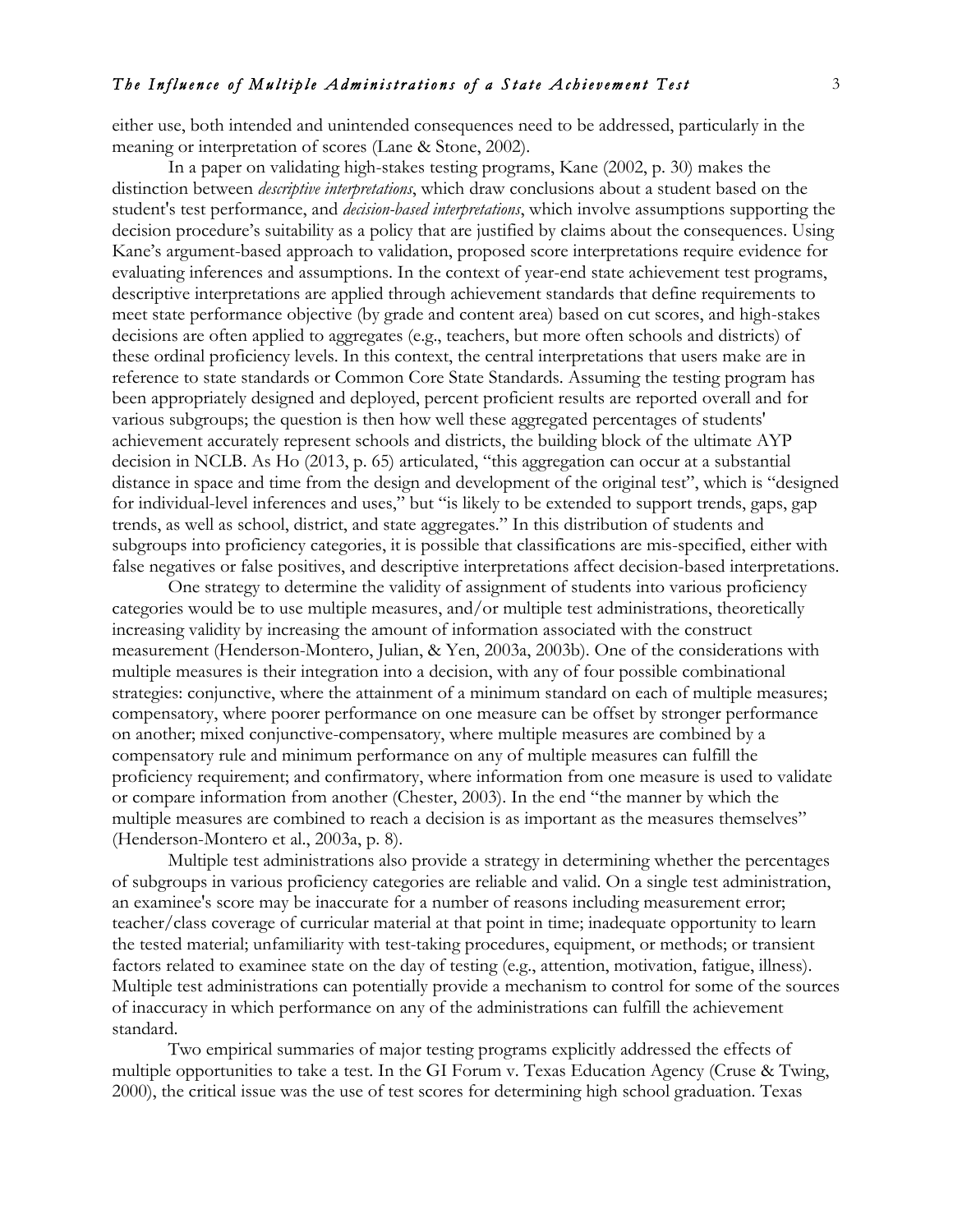either use, both intended and unintended consequences need to be addressed, particularly in the meaning or interpretation of scores (Lane & Stone, 2002).

In a paper on validating high-stakes testing programs, Kane (2002, p. 30) makes the distinction between *descriptive interpretations*, which draw conclusions about a student based on the student's test performance, and *decision-based interpretations*, which involve assumptions supporting the decision procedure's suitability as a policy that are justified by claims about the consequences. Using Kane's argument-based approach to validation, proposed score interpretations require evidence for evaluating inferences and assumptions. In the context of year-end state achievement test programs, descriptive interpretations are applied through achievement standards that define requirements to meet state performance objective (by grade and content area) based on cut scores, and high-stakes decisions are often applied to aggregates (e.g., teachers, but more often schools and districts) of these ordinal proficiency levels. In this context, the central interpretations that users make are in reference to state standards or Common Core State Standards. Assuming the testing program has been appropriately designed and deployed, percent proficient results are reported overall and for various subgroups; the question is then how well these aggregated percentages of students' achievement accurately represent schools and districts, the building block of the ultimate AYP decision in NCLB. As Ho (2013, p. 65) articulated, "this aggregation can occur at a substantial distance in space and time from the design and development of the original test", which is "designed for individual-level inferences and uses," but "is likely to be extended to support trends, gaps, gap trends, as well as school, district, and state aggregates." In this distribution of students and subgroups into proficiency categories, it is possible that classifications are mis-specified, either with false negatives or false positives, and descriptive interpretations affect decision-based interpretations.

One strategy to determine the validity of assignment of students into various proficiency categories would be to use multiple measures, and/or multiple test administrations, theoretically increasing validity by increasing the amount of information associated with the construct measurement (Henderson-Montero, Julian, & Yen, 2003a, 2003b). One of the considerations with multiple measures is their integration into a decision, with any of four possible combinational strategies: conjunctive, where the attainment of a minimum standard on each of multiple measures; compensatory, where poorer performance on one measure can be offset by stronger performance on another; mixed conjunctive-compensatory, where multiple measures are combined by a compensatory rule and minimum performance on any of multiple measures can fulfill the proficiency requirement; and confirmatory, where information from one measure is used to validate or compare information from another (Chester, 2003). In the end "the manner by which the multiple measures are combined to reach a decision is as important as the measures themselves" (Henderson-Montero et al., 2003a, p. 8).

Multiple test administrations also provide a strategy in determining whether the percentages of subgroups in various proficiency categories are reliable and valid. On a single test administration, an examinee's score may be inaccurate for a number of reasons including measurement error; teacher/class coverage of curricular material at that point in time; inadequate opportunity to learn the tested material; unfamiliarity with test-taking procedures, equipment, or methods; or transient factors related to examinee state on the day of testing (e.g., attention, motivation, fatigue, illness). Multiple test administrations can potentially provide a mechanism to control for some of the sources of inaccuracy in which performance on any of the administrations can fulfill the achievement standard.

Two empirical summaries of major testing programs explicitly addressed the effects of multiple opportunities to take a test. In the GI Forum v. Texas Education Agency (Cruse & Twing, 2000), the critical issue was the use of test scores for determining high school graduation. Texas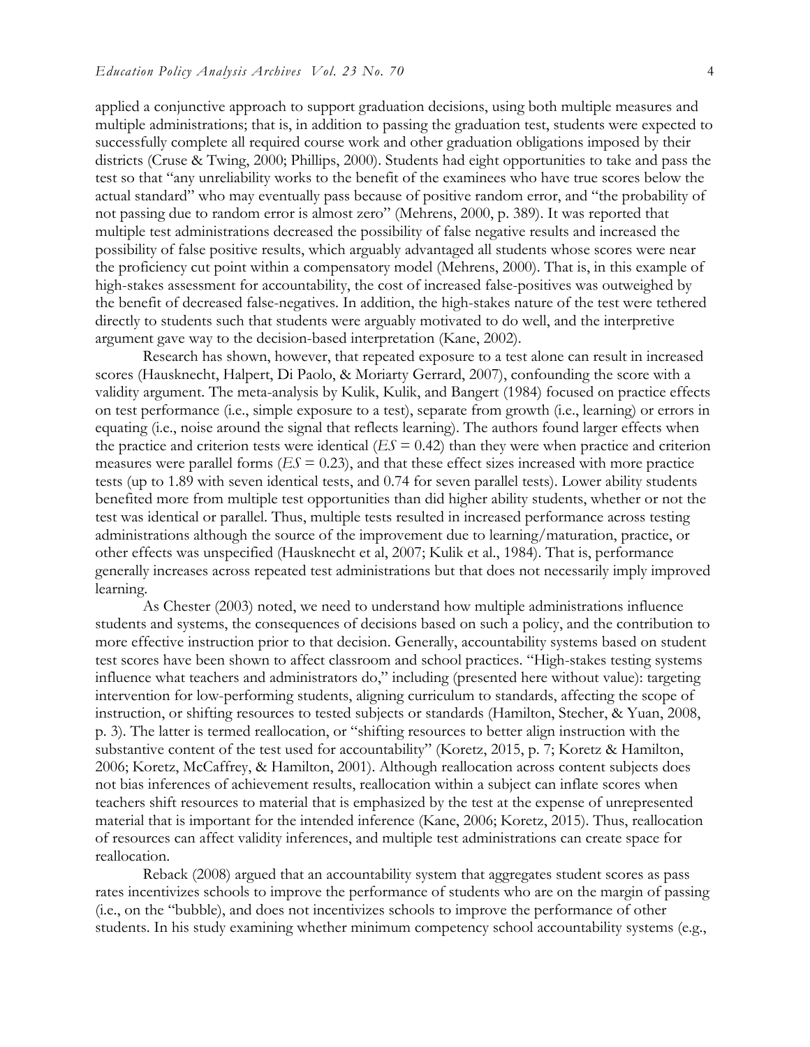applied a conjunctive approach to support graduation decisions, using both multiple measures and multiple administrations; that is, in addition to passing the graduation test, students were expected to successfully complete all required course work and other graduation obligations imposed by their districts (Cruse & Twing, 2000; Phillips, 2000). Students had eight opportunities to take and pass the test so that "any unreliability works to the benefit of the examinees who have true scores below the actual standard" who may eventually pass because of positive random error, and "the probability of not passing due to random error is almost zero" (Mehrens, 2000, p. 389). It was reported that multiple test administrations decreased the possibility of false negative results and increased the possibility of false positive results, which arguably advantaged all students whose scores were near the proficiency cut point within a compensatory model (Mehrens, 2000). That is, in this example of high-stakes assessment for accountability, the cost of increased false-positives was outweighed by the benefit of decreased false-negatives. In addition, the high-stakes nature of the test were tethered directly to students such that students were arguably motivated to do well, and the interpretive argument gave way to the decision-based interpretation (Kane, 2002).

Research has shown, however, that repeated exposure to a test alone can result in increased scores (Hausknecht, Halpert, Di Paolo, & Moriarty Gerrard, 2007), confounding the score with a validity argument. The meta-analysis by Kulik, Kulik, and Bangert (1984) focused on practice effects on test performance (i.e., simple exposure to a test), separate from growth (i.e., learning) or errors in equating (i.e., noise around the signal that reflects learning). The authors found larger effects when the practice and criterion tests were identical (*ES* = 0.42) than they were when practice and criterion measures were parallel forms (*ES* = 0.23), and that these effect sizes increased with more practice tests (up to 1.89 with seven identical tests, and 0.74 for seven parallel tests). Lower ability students benefited more from multiple test opportunities than did higher ability students, whether or not the test was identical or parallel. Thus, multiple tests resulted in increased performance across testing administrations although the source of the improvement due to learning/maturation, practice, or other effects was unspecified (Hausknecht et al, 2007; Kulik et al., 1984). That is, performance generally increases across repeated test administrations but that does not necessarily imply improved learning.

As Chester (2003) noted, we need to understand how multiple administrations influence students and systems, the consequences of decisions based on such a policy, and the contribution to more effective instruction prior to that decision. Generally, accountability systems based on student test scores have been shown to affect classroom and school practices. "High-stakes testing systems influence what teachers and administrators do," including (presented here without value): targeting intervention for low-performing students, aligning curriculum to standards, affecting the scope of instruction, or shifting resources to tested subjects or standards (Hamilton, Stecher, & Yuan, 2008, p. 3). The latter is termed reallocation, or "shifting resources to better align instruction with the substantive content of the test used for accountability" (Koretz, 2015, p. 7; Koretz & Hamilton, 2006; Koretz, McCaffrey, & Hamilton, 2001). Although reallocation across content subjects does not bias inferences of achievement results, reallocation within a subject can inflate scores when teachers shift resources to material that is emphasized by the test at the expense of unrepresented material that is important for the intended inference (Kane, 2006; Koretz, 2015). Thus, reallocation of resources can affect validity inferences, and multiple test administrations can create space for reallocation.

Reback (2008) argued that an accountability system that aggregates student scores as pass rates incentivizes schools to improve the performance of students who are on the margin of passing (i.e., on the "bubble), and does not incentivizes schools to improve the performance of other students. In his study examining whether minimum competency school accountability systems (e.g.,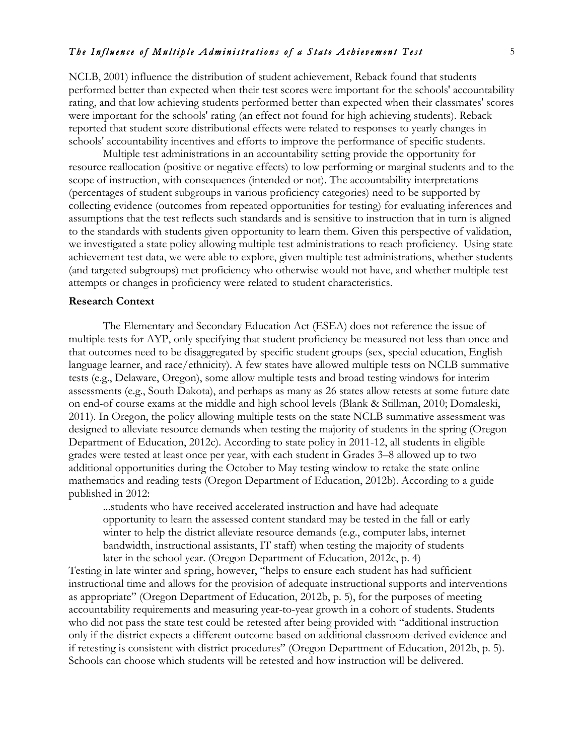NCLB, 2001) influence the distribution of student achievement, Reback found that students performed better than expected when their test scores were important for the schools' accountability rating, and that low achieving students performed better than expected when their classmates' scores were important for the schools' rating (an effect not found for high achieving students). Reback reported that student score distributional effects were related to responses to yearly changes in schools' accountability incentives and efforts to improve the performance of specific students.

Multiple test administrations in an accountability setting provide the opportunity for resource reallocation (positive or negative effects) to low performing or marginal students and to the scope of instruction, with consequences (intended or not). The accountability interpretations (percentages of student subgroups in various proficiency categories) need to be supported by collecting evidence (outcomes from repeated opportunities for testing) for evaluating inferences and assumptions that the test reflects such standards and is sensitive to instruction that in turn is aligned to the standards with students given opportunity to learn them. Given this perspective of validation, we investigated a state policy allowing multiple test administrations to reach proficiency. Using state achievement test data, we were able to explore, given multiple test administrations, whether students (and targeted subgroups) met proficiency who otherwise would not have, and whether multiple test attempts or changes in proficiency were related to student characteristics.

**Research Context**

The Elementary and Secondary Education Act (ESEA) does not reference the issue of multiple tests for AYP, only specifying that student proficiency be measured not less than once and that outcomes need to be disaggregated by specific student groups (sex, special education, English language learner, and race/ethnicity). A few states have allowed multiple tests on NCLB summative tests (e.g., Delaware, Oregon), some allow multiple tests and broad testing windows for interim assessments (e.g., South Dakota), and perhaps as many as 26 states allow retests at some future date on end-of course exams at the middle and high school levels (Blank & Stillman, 2010; Domaleski, 2011). In Oregon, the policy allowing multiple tests on the state NCLB summative assessment was designed to alleviate resource demands when testing the majority of students in the spring (Oregon Department of Education, 2012c). According to state policy in 2011-12, all students in eligible grades were tested at least once per year, with each student in Grades 3–8 allowed up to two additional opportunities during the October to May testing window to retake the state online mathematics and reading tests (Oregon Department of Education, 2012b). According to a guide published in 2012:

> ...students who have received accelerated instruction and have had adequate opportunity to learn the assessed content standard may be tested in the fall or early winter to help the district alleviate resource demands (e.g., computer labs, internet bandwidth, instructional assistants, IT staff) when testing the majority of students later in the school year. (Oregon Department of Education, 2012c, p. 4)

Testing in late winter and spring, however, "helps to ensure each student has had sufficient instructional time and allows for the provision of adequate instructional supports and interventions as appropriate" (Oregon Department of Education, 2012b, p. 5), for the purposes of meeting accountability requirements and measuring year-to-year growth in a cohort of students. Students who did not pass the state test could be retested after being provided with "additional instruction only if the district expects a different outcome based on additional classroom-derived evidence and if retesting is consistent with district procedures" (Oregon Department of Education, 2012b, p. 5). Schools can choose which students will be retested and how instruction will be delivered.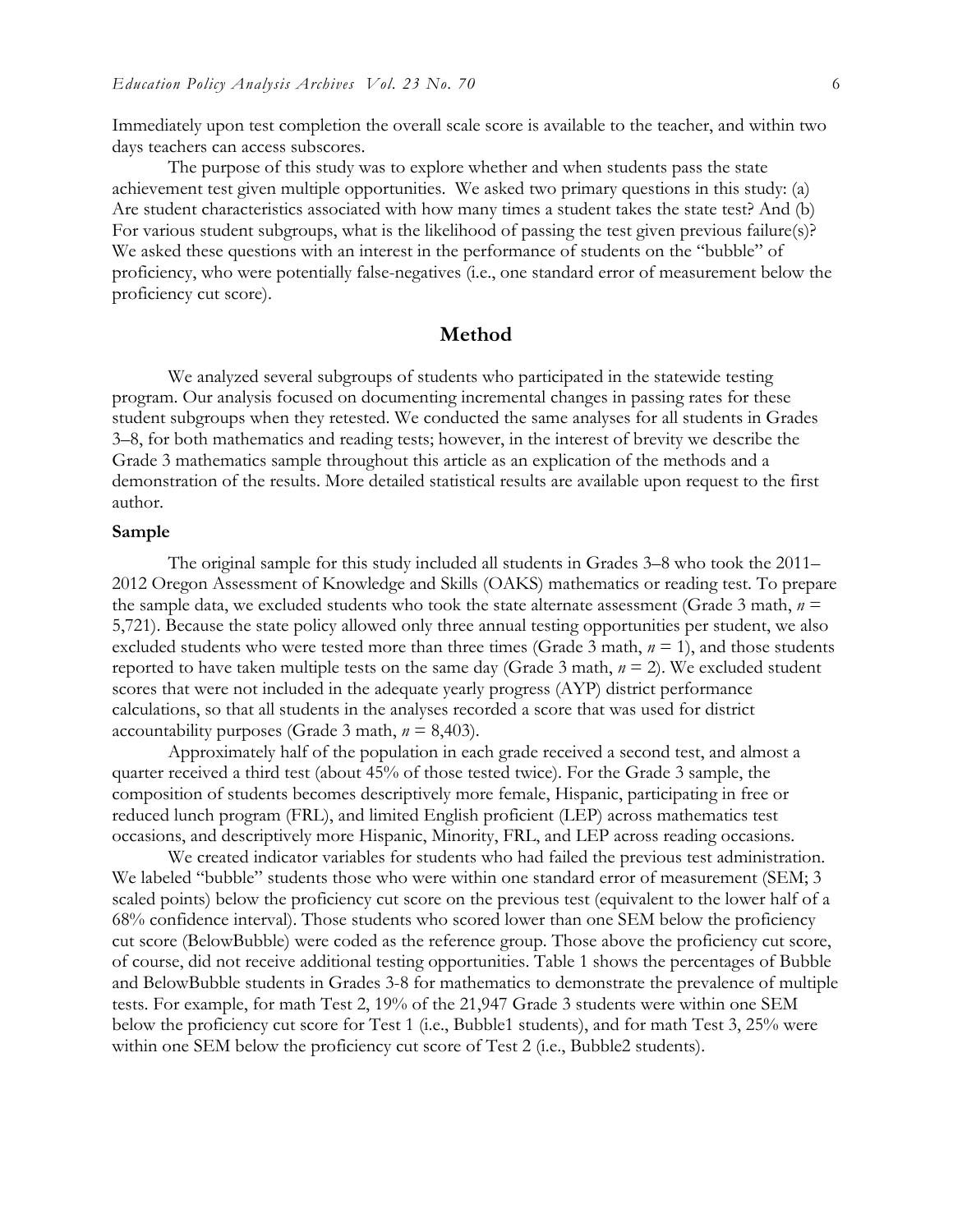Immediately upon test completion the overall scale score is available to the teacher, and within two days teachers can access subscores.

The purpose of this study was to explore whether and when students pass the state achievement test given multiple opportunities. We asked two primary questions in this study: (a) Are student characteristics associated with how many times a student takes the state test? And (b) For various student subgroups, what is the likelihood of passing the test given previous failure(s)? We asked these questions with an interest in the performance of students on the "bubble" of proficiency, who were potentially false-negatives (i.e., one standard error of measurement below the proficiency cut score).

## Method

We analyzed several subgroups of students who participated in the statewide testing program. Our analysis focused on documenting incremental changes in passing rates for these student subgroups when they retested. We conducted the same analyses for all students in Grades 3–8, for both mathematics and reading tests; however, in the interest of brevity we describe the Grade 3 mathematics sample throughout this article as an explication of the methods and a demonstration of the results. More detailed statistical results are available upon request to the first author.

### Sample

The original sample for this study included all students in Grades 3–8 who took the 2011–2012 Oregon Assessment of Knowledge and Skills (OAKS) mathematics or reading test. To prepare the sample data, we excluded students who took the state alternate assessment (Grade 3 math, $n$ = 5,721). Because the state policy allowed only three annual testing opportunities per student, we also excluded students who were tested more than three times (Grade 3 math, $n$ = 1), and those students reported to have taken multiple tests on the same day (Grade 3 math, $n$ = 2). We excluded student scores that were not included in the adequate yearly progress (AYP) district performance calculations, so that all students in the analyses recorded a score that was used for district accountability purposes (Grade 3 math, $n$ = 8,403).

Approximately half of the population in each grade received a second test, and almost a quarter received a third test (about 45% of those tested twice). For the Grade 3 sample, the composition of students becomes descriptively more female, Hispanic, participating in free or reduced lunch program (FRL), and limited English proficient (LEP) across mathematics test occasions, and descriptively more Hispanic, Minority, FRL, and LEP across reading occasions.

We created indicator variables for students who had failed the previous test administration. We labeled "bubble" students those who were within one standard error of measurement (SEM; 3 scaled points) below the proficiency cut score on the previous test (equivalent to the lower half of a 68% confidence interval). Those students who scored lower than one SEM below the proficiency cut score (BelowBubble) were coded as the reference group. Those above the proficiency cut score, of course, did not receive additional testing opportunities. Table 1 shows the percentages of Bubble and BelowBubble students in Grades 3-8 for mathematics to demonstrate the prevalence of multiple tests. For example, for math Test 2, 19% of the 21,947 Grade 3 students were within one SEM below the proficiency cut score for Test 1 (i.e., Bubble1 students), and for math Test 3, 25% were within one SEM below the proficiency cut score of Test 2 (i.e., Bubble2 students).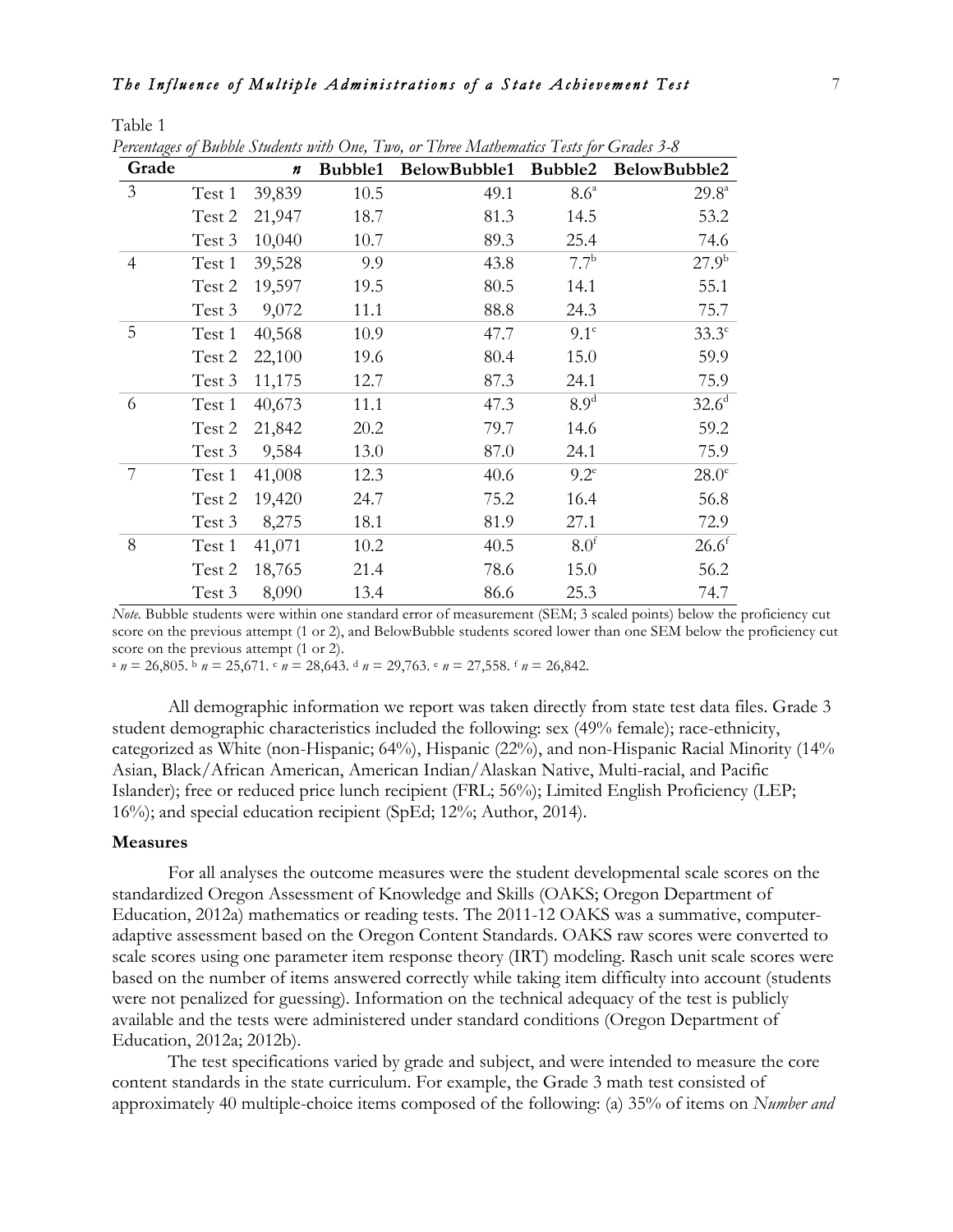Table 1

*Percentages of Bubble Students with One, Two, or Three Mathematics Tests for Grades 3-8*

| Grade | | *n* | Bubble1 | BelowBubble1 | Bubble2 | BelowBubble2 |
|---|---|---|---|---|---|---|
| 3 | Test 1 | 39,839 | 10.5 | 49.1 | 8.6[a] | 29.8[a] |
| | Test 2 | 21,947 | 18.7 | 81.3 | 14.5 | 53.2 |
| | Test 3 | 10,040 | 10.7 | 89.3 | 25.4 | 74.6 |
| 4 | Test 1 | 39,528 | 9.9 | 43.8 | 7.7[b] | 27.9[b] |
| | Test 2 | 19,597 | 19.5 | 80.5 | 14.1 | 55.1 |
| | Test 3 | 9,072 | 11.1 | 88.8 | 24.3 | 75.7 |
| 5 | Test 1 | 40,568 | 10.9 | 47.7 | 9.1[c] | 33.3[c] |
| | Test 2 | 22,100 | 19.6 | 80.4 | 15.0 | 59.9 |
| | Test 3 | 11,175 | 12.7 | 87.3 | 24.1 | 75.9 |
| 6 | Test 1 | 40,673 | 11.1 | 47.3 | 8.9[d] | 32.6[d] |
| | Test 2 | 21,842 | 20.2 | 79.7 | 14.6 | 59.2 |
| | Test 3 | 9,584 | 13.0 | 87.0 | 24.1 | 75.9 |
| 7 | Test 1 | 41,008 | 12.3 | 40.6 | 9.2[e] | 28.0[e] |
| | Test 2 | 19,420 | 24.7 | 75.2 | 16.4 | 56.8 |
| | Test 3 | 8,275 | 18.1 | 81.9 | 27.1 | 72.9 |
| 8 | Test 1 | 41,071 | 10.2 | 40.5 | 8.0[f] | 26.6[f] |
| | Test 2 | 18,765 | 21.4 | 78.6 | 15.0 | 56.2 |
| | Test 3 | 8,090 | 13.4 | 86.6 | 25.3 | 74.7 |

*Note.* Bubble students were within one standard error of measurement (SEM; 3 scaled points) below the proficiency cut score on the previous attempt (1 or 2), and BelowBubble students scored lower than one SEM below the proficiency cut score on the previous attempt (1 or 2).

[a] $n = 26{,}805$. [b] $n = 25{,}671$. [c] $n = 28{,}643$. [d] $n = 29{,}763$. [e] $n = 27{,}558$. [f] $n = 26{,}842$.

All demographic information we report was taken directly from state test data files. Grade 3 student demographic characteristics included the following: sex (49% female); race-ethnicity, categorized as White (non-Hispanic; 64%), Hispanic (22%), and non-Hispanic Racial Minority (14% Asian, Black/African American, American Indian/Alaskan Native, Multi-racial, and Pacific Islander); free or reduced price lunch recipient (FRL; 56%); Limited English Proficiency (LEP; 16%); and special education recipient (SpEd; 12%; Author, 2014).

### Measures

For all analyses the outcome measures were the student developmental scale scores on the standardized Oregon Assessment of Knowledge and Skills (OAKS; Oregon Department of Education, 2012a) mathematics or reading tests. The 2011-12 OAKS was a summative, computer-adaptive assessment based on the Oregon Content Standards. OAKS raw scores were converted to scale scores using one parameter item response theory (IRT) modeling. Rasch unit scale scores were based on the number of items answered correctly while taking item difficulty into account (students were not penalized for guessing). Information on the technical adequacy of the test is publicly available and the tests were administered under standard conditions (Oregon Department of Education, 2012a; 2012b).

The test specifications varied by grade and subject, and were intended to measure the core content standards in the state curriculum. For example, the Grade 3 math test consisted of approximately 40 multiple-choice items composed of the following: (a) 35% of items on *Number and*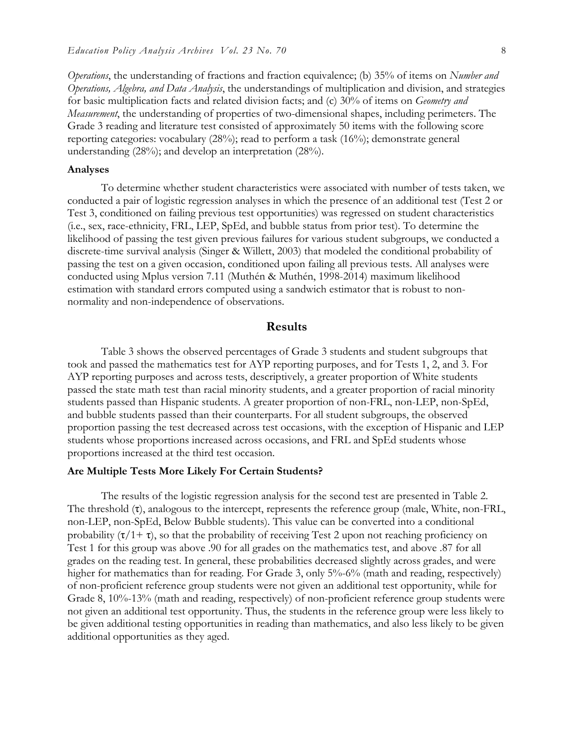*Operations*, the understanding of fractions and fraction equivalence; (b) 35% of items on *Number and Operations, Algebra, and Data Analysis*, the understandings of multiplication and division, and strategies for basic multiplication facts and related division facts; and (c) 30% of items on *Geometry and Measurement*, the understanding of properties of two-dimensional shapes, including perimeters. The Grade 3 reading and literature test consisted of approximately 50 items with the following score reporting categories: vocabulary (28%); read to perform a task (16%); demonstrate general understanding (28%); and develop an interpretation (28%).

### Analyses

To determine whether student characteristics were associated with number of tests taken, we conducted a pair of logistic regression analyses in which the presence of an additional test (Test 2 or Test 3, conditioned on failing previous test opportunities) was regressed on student characteristics (i.e., sex, race-ethnicity, FRL, LEP, SpEd, and bubble status from prior test). To determine the likelihood of passing the test given previous failures for various student subgroups, we conducted a discrete-time survival analysis (Singer & Willett, 2003) that modeled the conditional probability of passing the test on a given occasion, conditioned upon failing all previous tests. All analyses were conducted using Mplus version 7.11 (Muthén & Muthén, 1998-2014) maximum likelihood estimation with standard errors computed using a sandwich estimator that is robust to non-normality and non-independence of observations.

## Results

Table 3 shows the observed percentages of Grade 3 students and student subgroups that took and passed the mathematics test for AYP reporting purposes, and for Tests 1, 2, and 3. For AYP reporting purposes and across tests, descriptively, a greater proportion of White students passed the state math test than racial minority students, and a greater proportion of racial minority students passed than Hispanic students. A greater proportion of non-FRL, non-LEP, non-SpEd, and bubble students passed than their counterparts. For all student subgroups, the observed proportion passing the test decreased across test occasions, with the exception of Hispanic and LEP students whose proportions increased across occasions, and FRL and SpEd students whose proportions increased at the third test occasion.

### Are Multiple Tests More Likely For Certain Students?

The results of the logistic regression analysis for the second test are presented in Table 2. The threshold ($\tau$), analogous to the intercept, represents the reference group (male, White, non-FRL, non-LEP, non-SpEd, Below Bubble students). This value can be converted into a conditional probability ($\tau/1+\tau$), so that the probability of receiving Test 2 upon not reaching proficiency on Test 1 for this group was above .90 for all grades on the mathematics test, and above .87 for all grades on the reading test. In general, these probabilities decreased slightly across grades, and were higher for mathematics than for reading. For Grade 3, only 5%-6% (math and reading, respectively) of non-proficient reference group students were not given an additional test opportunity, while for Grade 8, 10%-13% (math and reading, respectively) of non-proficient reference group students were not given an additional test opportunity. Thus, the students in the reference group were less likely to be given additional testing opportunities in reading than mathematics, and also less likely to be given additional opportunities as they aged.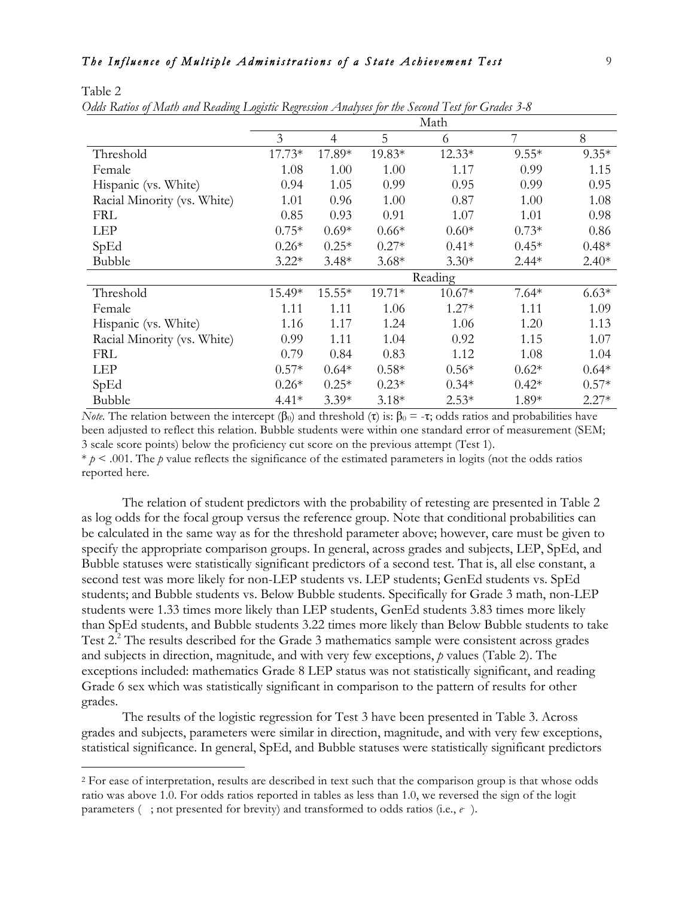Table 2

*Odds Ratios of Math and Reading Logistic Regression Analyses for the Second Test for Grades 3-8*

| | Math | | | | | |
|---|---|---|---|---|---|---|
| | 3 | 4 | 5 | 6 | 7 | 8 |
| Threshold | 17.73* | 17.89* | 19.83* | 12.33* | 9.55* | 9.35* |
| Female | 1.08 | 1.00 | 1.00 | 1.17 | 0.99 | 1.15 |
| Hispanic (vs. White) | 0.94 | 1.05 | 0.99 | 0.95 | 0.99 | 0.95 |
| Racial Minority (vs. White) | 1.01 | 0.96 | 1.00 | 0.87 | 1.00 | 1.08 |
| FRL | 0.85 | 0.93 | 0.91 | 1.07 | 1.01 | 0.98 |
| LEP | 0.75* | 0.69* | 0.66* | 0.60* | 0.73* | 0.86 |
| SpEd | 0.26* | 0.25* | 0.27* | 0.41* | 0.45* | 0.48* |
| Bubble | 3.22* | 3.48* | 3.68* | 3.30* | 2.44* | 2.40* |
| | Reading | | | | | |
| Threshold | 15.49* | 15.55* | 19.71* | 10.67* | 7.64* | 6.63* |
| Female | 1.11 | 1.11 | 1.06 | 1.27* | 1.11 | 1.09 |
| Hispanic (vs. White) | 1.16 | 1.17 | 1.24 | 1.06 | 1.20 | 1.13 |
| Racial Minority (vs. White) | 0.99 | 1.11 | 1.04 | 0.92 | 1.15 | 1.07 |
| FRL | 0.79 | 0.84 | 0.83 | 1.12 | 1.08 | 1.04 |
| LEP | 0.57* | 0.64* | 0.58* | 0.56* | 0.62* | 0.64* |
| SpEd | 0.26* | 0.25* | 0.23* | 0.34* | 0.42* | 0.57* |
| Bubble | 4.41* | 3.39* | 3.18* | 2.53* | 1.89* | 2.27* |

*Note.* The relation between the intercept ($\beta_0$) and threshold ($\tau$) is: $\beta_0 = -\tau$; odds ratios and probabilities have been adjusted to reflect this relation. Bubble students were within one standard error of measurement (SEM; 3 scale score points) below the proficiency cut score on the previous attempt (Test 1).

\* $p < .001$. The $p$ value reflects the significance of the estimated parameters in logits (not the odds ratios reported here.

The relation of student predictors with the probability of retesting are presented in Table 2 as log odds for the focal group versus the reference group. Note that conditional probabilities can be calculated in the same way as for the threshold parameter above; however, care must be given to specify the appropriate comparison groups. In general, across grades and subjects, LEP, SpEd, and Bubble statuses were statistically significant predictors of a second test. That is, all else constant, a second test was more likely for non-LEP students vs. LEP students; GenEd students vs. SpEd students; and Bubble students vs. Below Bubble students. Specifically for Grade 3 math, non-LEP students were 1.33 times more likely than LEP students, GenEd students 3.83 times more likely than SpEd students, and Bubble students 3.22 times more likely than Below Bubble students to take Test 2.[2] The results described for the Grade 3 mathematics sample were consistent across grades and subjects in direction, magnitude, and with very few exceptions, $p$ values (Table 2). The exceptions included: mathematics Grade 8 LEP status was not statistically significant, and reading Grade 6 sex which was statistically significant in comparison to the pattern of results for other grades.

The results of the logistic regression for Test 3 have been presented in Table 3. Across grades and subjects, parameters were similar in direction, magnitude, and with very few exceptions, statistical significance. In general, SpEd, and Bubble statuses were statistically significant predictors

[2] For ease of interpretation, results are described in text such that the comparison group is that whose odds ratio was above 1.0. For odds ratios reported in tables as less than 1.0, we reversed the sign of the logit parameters ( ; not presented for brevity) and transformed to odds ratios (i.e., $e$ ).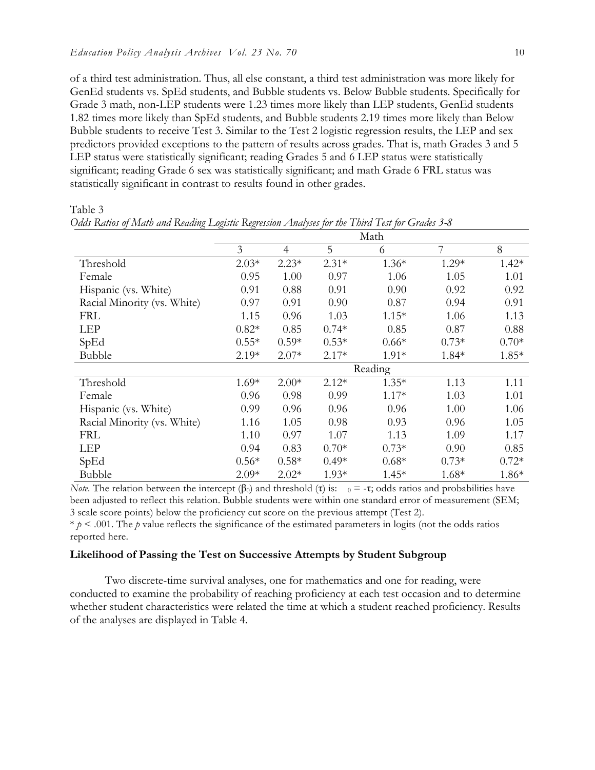of a third test administration. Thus, all else constant, a third test administration was more likely for GenEd students vs. SpEd students, and Bubble students vs. Below Bubble students. Specifically for Grade 3 math, non-LEP students were 1.23 times more likely than LEP students, GenEd students 1.82 times more likely than SpEd students, and Bubble students 2.19 times more likely than Below Bubble students to receive Test 3. Similar to the Test 2 logistic regression results, the LEP and sex predictors provided exceptions to the pattern of results across grades. That is, math Grades 3 and 5 LEP status were statistically significant; reading Grades 5 and 6 LEP status were statistically significant; reading Grade 6 sex was statistically significant; and math Grade 6 FRL status was statistically significant in contrast to results found in other grades.

Table 3

*Odds Ratios of Math and Reading Logistic Regression Analyses for the Third Test for Grades 3-8*

| | Math | | | | | |
|---|---|---|---|---|---|---|
| | 3 | 4 | 5 | 6 | 7 | 8 |
| Threshold | 2.03* | 2.23* | 2.31* | 1.36* | 1.29* | 1.42* |
| Female | 0.95 | 1.00 | 0.97 | 1.06 | 1.05 | 1.01 |
| Hispanic (vs. White) | 0.91 | 0.88 | 0.91 | 0.90 | 0.92 | 0.92 |
| Racial Minority (vs. White) | 0.97 | 0.91 | 0.90 | 0.87 | 0.94 | 0.91 |
| FRL | 1.15 | 0.96 | 1.03 | 1.15* | 1.06 | 1.13 |
| LEP | 0.82* | 0.85 | 0.74* | 0.85 | 0.87 | 0.88 |
| SpEd | 0.55* | 0.59* | 0.53* | 0.66* | 0.73* | 0.70* |
| Bubble | 2.19* | 2.07* | 2.17* | 1.91* | 1.84* | 1.85* |
| | Reading | | | | | |
| Threshold | 1.69* | 2.00* | 2.12* | 1.35* | 1.13 | 1.11 |
| Female | 0.96 | 0.98 | 0.99 | 1.17* | 1.03 | 1.01 |
| Hispanic (vs. White) | 0.99 | 0.96 | 0.96 | 0.96 | 1.00 | 1.06 |
| Racial Minority (vs. White) | 1.16 | 1.05 | 0.98 | 0.93 | 0.96 | 1.05 |
| FRL | 1.10 | 0.97 | 1.07 | 1.13 | 1.09 | 1.17 |
| LEP | 0.94 | 0.83 | 0.70* | 0.73* | 0.90 | 0.85 |
| SpEd | 0.56* | 0.58* | 0.49* | 0.68* | 0.73* | 0.72* |
| Bubble | 2.09* | 2.02* | 1.93* | 1.45* | 1.68* | 1.86* |

*Note*. The relation between the intercept ($\beta_0$) and threshold ($\tau$) is: $\beta_0 = -\tau$; odds ratios and probabilities have been adjusted to reflect this relation. Bubble students were within one standard error of measurement (SEM; 3 scale score points) below the proficiency cut score on the previous attempt (Test 2).

* $p < .001$. The $p$ value reflects the significance of the estimated parameters in logits (not the odds ratios reported here.

### Likelihood of Passing the Test on Successive Attempts by Student Subgroup

Two discrete-time survival analyses, one for mathematics and one for reading, were conducted to examine the probability of reaching proficiency at each test occasion and to determine whether student characteristics were related the time at which a student reached proficiency. Results of the analyses are displayed in Table 4.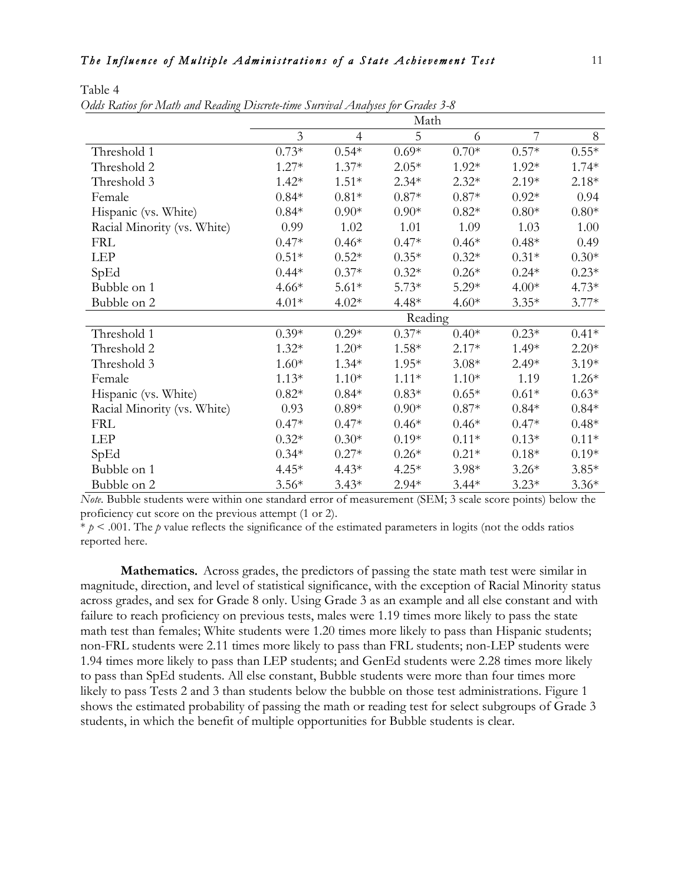Table 4

*Odds Ratios for Math and Reading Discrete-time Survival Analyses for Grades 3-8*

| | Math | | | | | |
|---|---|---|---|---|---|---|
| | 3 | 4 | 5 | 6 | 7 | 8 |
| Threshold 1 | 0.73* | 0.54* | 0.69* | 0.70* | 0.57* | 0.55* |
| Threshold 2 | 1.27* | 1.37* | 2.05* | 1.92* | 1.92* | 1.74* |
| Threshold 3 | 1.42* | 1.51* | 2.34* | 2.32* | 2.19* | 2.18* |
| Female | 0.84* | 0.81* | 0.87* | 0.87* | 0.92* | 0.94 |
| Hispanic (vs. White) | 0.84* | 0.90* | 0.90* | 0.82* | 0.80* | 0.80* |
| Racial Minority (vs. White) | 0.99 | 1.02 | 1.01 | 1.09 | 1.03 | 1.00 |
| FRL | 0.47* | 0.46* | 0.47* | 0.46* | 0.48* | 0.49 |
| LEP | 0.51* | 0.52* | 0.35* | 0.32* | 0.31* | 0.30* |
| SpEd | 0.44* | 0.37* | 0.32* | 0.26* | 0.24* | 0.23* |
| Bubble on 1 | 4.66* | 5.61* | 5.73* | 5.29* | 4.00* | 4.73* |
| Bubble on 2 | 4.01* | 4.02* | 4.48* | 4.60* | 3.35* | 3.77* |
| | Reading | | | | | |
| Threshold 1 | 0.39* | 0.29* | 0.37* | 0.40* | 0.23* | 0.41* |
| Threshold 2 | 1.32* | 1.20* | 1.58* | 2.17* | 1.49* | 2.20* |
| Threshold 3 | 1.60* | 1.34* | 1.95* | 3.08* | 2.49* | 3.19* |
| Female | 1.13* | 1.10* | 1.11* | 1.10* | 1.19 | 1.26* |
| Hispanic (vs. White) | 0.82* | 0.84* | 0.83* | 0.65* | 0.61* | 0.63* |
| Racial Minority (vs. White) | 0.93 | 0.89* | 0.90* | 0.87* | 0.84* | 0.84* |
| FRL | 0.47* | 0.47* | 0.46* | 0.46* | 0.47* | 0.48* |
| LEP | 0.32* | 0.30* | 0.19* | 0.11* | 0.13* | 0.11* |
| SpEd | 0.34* | 0.27* | 0.26* | 0.21* | 0.18* | 0.19* |
| Bubble on 1 | 4.45* | 4.43* | 4.25* | 3.98* | 3.26* | 3.85* |
| Bubble on 2 | 3.56* | 3.43* | 2.94* | 3.44* | 3.23* | 3.36* |

*Note.* Bubble students were within one standard error of measurement (SEM; 3 scale score points) below the proficiency cut score on the previous attempt (1 or 2).

* $p < .001$. The $p$ value reflects the significance of the estimated parameters in logits (not the odds ratios reported here.

**Mathematics.** Across grades, the predictors of passing the state math test were similar in magnitude, direction, and level of statistical significance, with the exception of Racial Minority status across grades, and sex for Grade 8 only. Using Grade 3 as an example and all else constant and with failure to reach proficiency on previous tests, males were 1.19 times more likely to pass the state math test than females; White students were 1.20 times more likely to pass than Hispanic students; non-FRL students were 2.11 times more likely to pass than FRL students; non-LEP students were 1.94 times more likely to pass than LEP students; and GenEd students were 2.28 times more likely to pass than SpEd students. All else constant, Bubble students were more than four times more likely to pass Tests 2 and 3 than students below the bubble on those test administrations. Figure 1 shows the estimated probability of passing the math or reading test for select subgroups of Grade 3 students, in which the benefit of multiple opportunities for Bubble students is clear.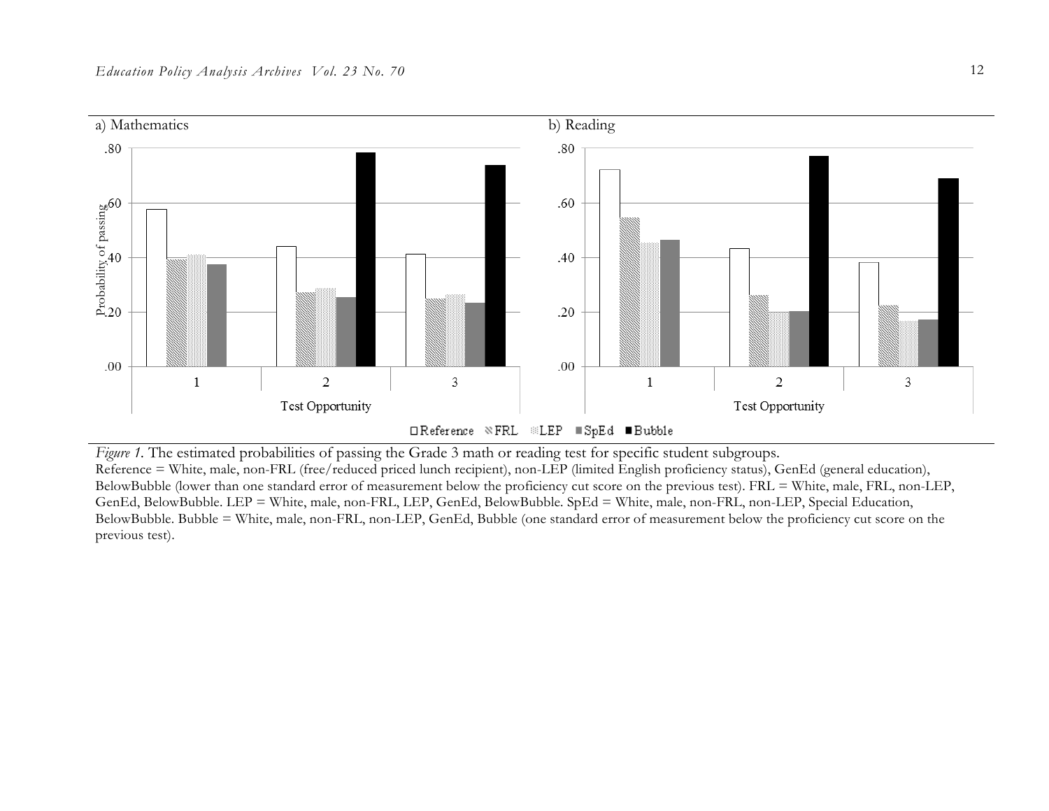*Figure 1.* The estimated probabilities of passing the Grade 3 math or reading test for specific student subgroups.
Reference = White, male, non-FRL (free/reduced priced lunch recipient), non-LEP (limited English proficiency status), GenEd (general education), BelowBubble (lower than one standard error of measurement below the proficiency cut score on the previous test). FRL = White, male, FRL, non-LEP, GenEd, BelowBubble. LEP = White, male, non-FRL, LEP, GenEd, BelowBubble. SpEd = White, male, non-FRL, non-LEP, Special Education, BelowBubble. Bubble = White, male, non-FRL, non-LEP, GenEd, Bubble (one standard error of measurement below the proficiency cut score on the previous test).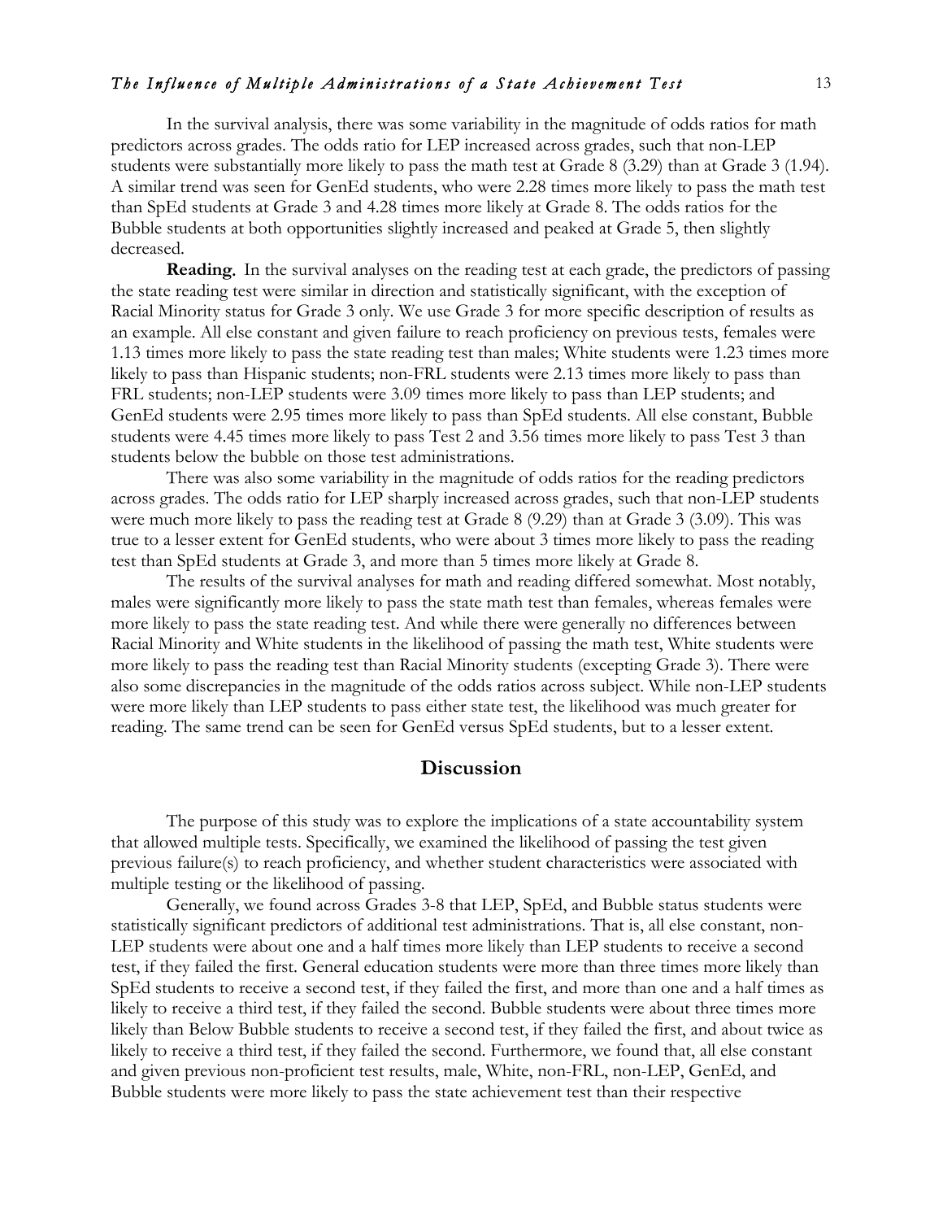In the survival analysis, there was some variability in the magnitude of odds ratios for math predictors across grades. The odds ratio for LEP increased across grades, such that non-LEP students were substantially more likely to pass the math test at Grade 8 (3.29) than at Grade 3 (1.94). A similar trend was seen for GenEd students, who were 2.28 times more likely to pass the math test than SpEd students at Grade 3 and 4.28 times more likely at Grade 8. The odds ratios for the Bubble students at both opportunities slightly increased and peaked at Grade 5, then slightly decreased.

**Reading.** In the survival analyses on the reading test at each grade, the predictors of passing the state reading test were similar in direction and statistically significant, with the exception of Racial Minority status for Grade 3 only. We use Grade 3 for more specific description of results as an example. All else constant and given failure to reach proficiency on previous tests, females were 1.13 times more likely to pass the state reading test than males; White students were 1.23 times more likely to pass than Hispanic students; non-FRL students were 2.13 times more likely to pass than FRL students; non-LEP students were 3.09 times more likely to pass than LEP students; and GenEd students were 2.95 times more likely to pass than SpEd students. All else constant, Bubble students were 4.45 times more likely to pass Test 2 and 3.56 times more likely to pass Test 3 than students below the bubble on those test administrations.

There was also some variability in the magnitude of odds ratios for the reading predictors across grades. The odds ratio for LEP sharply increased across grades, such that non-LEP students were much more likely to pass the reading test at Grade 8 (9.29) than at Grade 3 (3.09). This was true to a lesser extent for GenEd students, who were about 3 times more likely to pass the reading test than SpEd students at Grade 3, and more than 5 times more likely at Grade 8.

The results of the survival analyses for math and reading differed somewhat. Most notably, males were significantly more likely to pass the state math test than females, whereas females were more likely to pass the state reading test. And while there were generally no differences between Racial Minority and White students in the likelihood of passing the math test, White students were more likely to pass the reading test than Racial Minority students (excepting Grade 3). There were also some discrepancies in the magnitude of the odds ratios across subject. While non-LEP students were more likely than LEP students to pass either state test, the likelihood was much greater for reading. The same trend can be seen for GenEd versus SpEd students, but to a lesser extent.

## Discussion

The purpose of this study was to explore the implications of a state accountability system that allowed multiple tests. Specifically, we examined the likelihood of passing the test given previous failure(s) to reach proficiency, and whether student characteristics were associated with multiple testing or the likelihood of passing.

Generally, we found across Grades 3-8 that LEP, SpEd, and Bubble status students were statistically significant predictors of additional test administrations. That is, all else constant, non-LEP students were about one and a half times more likely than LEP students to receive a second test, if they failed the first. General education students were more than three times more likely than SpEd students to receive a second test, if they failed the first, and more than one and a half times as likely to receive a third test, if they failed the second. Bubble students were about three times more likely than Below Bubble students to receive a second test, if they failed the first, and about twice as likely to receive a third test, if they failed the second. Furthermore, we found that, all else constant and given previous non-proficient test results, male, White, non-FRL, non-LEP, GenEd, and Bubble students were more likely to pass the state achievement test than their respective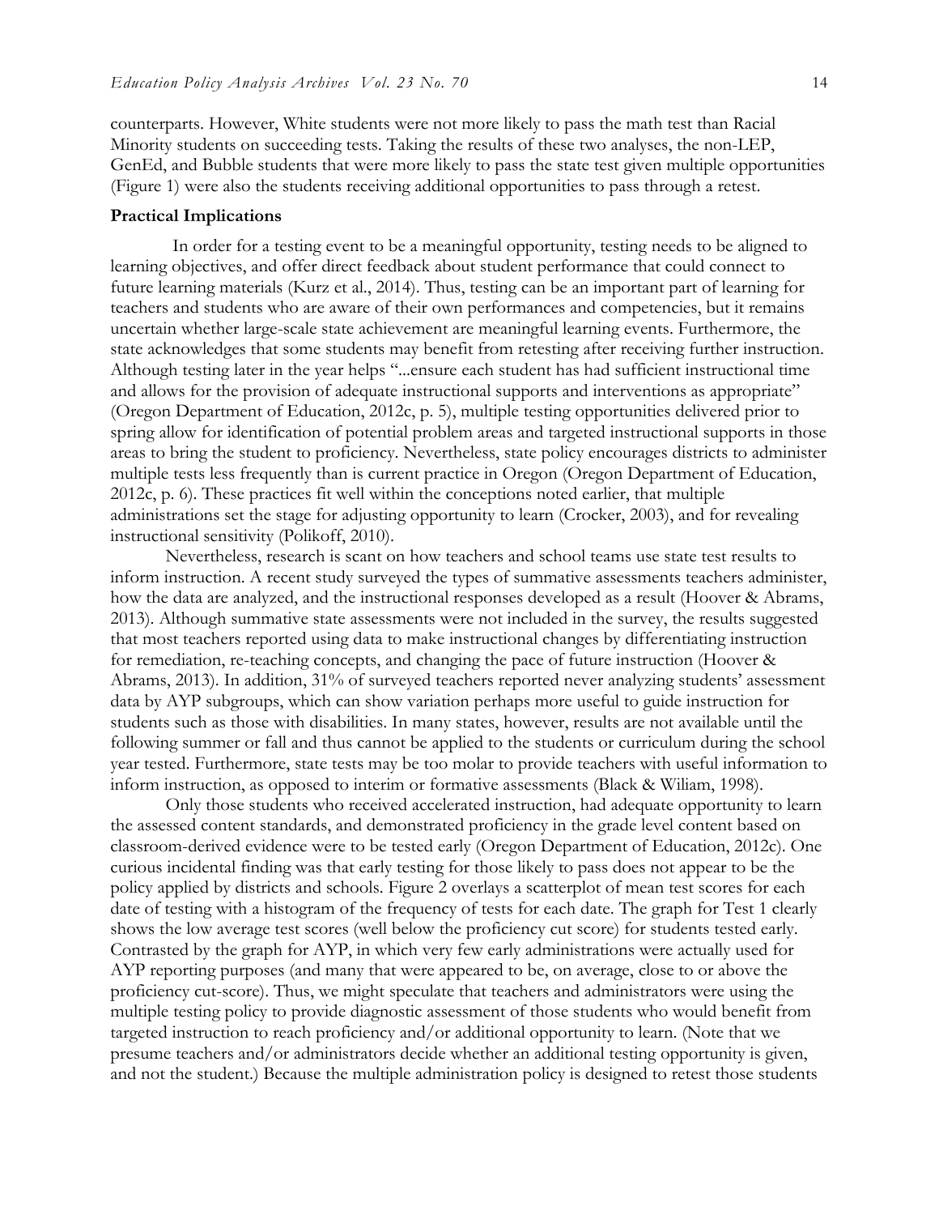counterparts. However, White students were not more likely to pass the math test than Racial Minority students on succeeding tests. Taking the results of these two analyses, the non-LEP, GenEd, and Bubble students that were more likely to pass the state test given multiple opportunities (Figure 1) were also the students receiving additional opportunities to pass through a retest.

### Practical Implications

In order for a testing event to be a meaningful opportunity, testing needs to be aligned to learning objectives, and offer direct feedback about student performance that could connect to future learning materials (Kurz et al., 2014). Thus, testing can be an important part of learning for teachers and students who are aware of their own performances and competencies, but it remains uncertain whether large-scale state achievement are meaningful learning events. Furthermore, the state acknowledges that some students may benefit from retesting after receiving further instruction. Although testing later in the year helps "...ensure each student has had sufficient instructional time and allows for the provision of adequate instructional supports and interventions as appropriate" (Oregon Department of Education, 2012c, p. 5), multiple testing opportunities delivered prior to spring allow for identification of potential problem areas and targeted instructional supports in those areas to bring the student to proficiency. Nevertheless, state policy encourages districts to administer multiple tests less frequently than is current practice in Oregon (Oregon Department of Education, 2012c, p. 6). These practices fit well within the conceptions noted earlier, that multiple administrations set the stage for adjusting opportunity to learn (Crocker, 2003), and for revealing instructional sensitivity (Polikoff, 2010).

Nevertheless, research is scant on how teachers and school teams use state test results to inform instruction. A recent study surveyed the types of summative assessments teachers administer, how the data are analyzed, and the instructional responses developed as a result (Hoover & Abrams, 2013). Although summative state assessments were not included in the survey, the results suggested that most teachers reported using data to make instructional changes by differentiating instruction for remediation, re-teaching concepts, and changing the pace of future instruction (Hoover & Abrams, 2013). In addition, 31% of surveyed teachers reported never analyzing students' assessment data by AYP subgroups, which can show variation perhaps more useful to guide instruction for students such as those with disabilities. In many states, however, results are not available until the following summer or fall and thus cannot be applied to the students or curriculum during the school year tested. Furthermore, state tests may be too molar to provide teachers with useful information to inform instruction, as opposed to interim or formative assessments (Black & Wiliam, 1998).

Only those students who received accelerated instruction, had adequate opportunity to learn the assessed content standards, and demonstrated proficiency in the grade level content based on classroom-derived evidence were to be tested early (Oregon Department of Education, 2012c). One curious incidental finding was that early testing for those likely to pass does not appear to be the policy applied by districts and schools. Figure 2 overlays a scatterplot of mean test scores for each date of testing with a histogram of the frequency of tests for each date. The graph for Test 1 clearly shows the low average test scores (well below the proficiency cut score) for students tested early. Contrasted by the graph for AYP, in which very few early administrations were actually used for AYP reporting purposes (and many that were appeared to be, on average, close to or above the proficiency cut-score). Thus, we might speculate that teachers and administrators were using the multiple testing policy to provide diagnostic assessment of those students who would benefit from targeted instruction to reach proficiency and/or additional opportunity to learn. (Note that we presume teachers and/or administrators decide whether an additional testing opportunity is given, and not the student.) Because the multiple administration policy is designed to retest those students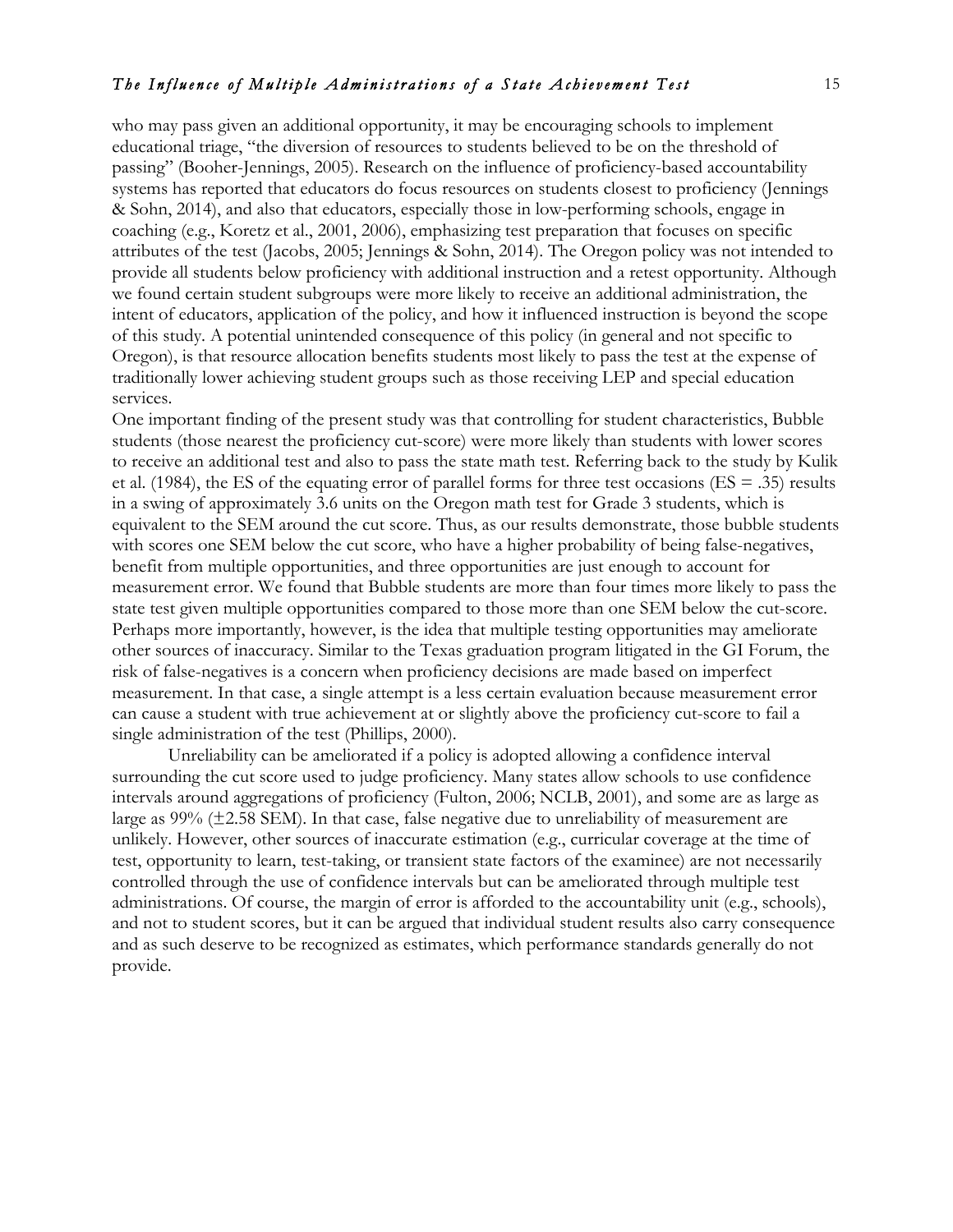who may pass given an additional opportunity, it may be encouraging schools to implement educational triage, "the diversion of resources to students believed to be on the threshold of passing" (Booher-Jennings, 2005). Research on the influence of proficiency-based accountability systems has reported that educators do focus resources on students closest to proficiency (Jennings & Sohn, 2014), and also that educators, especially those in low-performing schools, engage in coaching (e.g., Koretz et al., 2001, 2006), emphasizing test preparation that focuses on specific attributes of the test (Jacobs, 2005; Jennings & Sohn, 2014). The Oregon policy was not intended to provide all students below proficiency with additional instruction and a retest opportunity. Although we found certain student subgroups were more likely to receive an additional administration, the intent of educators, application of the policy, and how it influenced instruction is beyond the scope of this study. A potential unintended consequence of this policy (in general and not specific to Oregon), is that resource allocation benefits students most likely to pass the test at the expense of traditionally lower achieving student groups such as those receiving LEP and special education services.

One important finding of the present study was that controlling for student characteristics, Bubble students (those nearest the proficiency cut-score) were more likely than students with lower scores to receive an additional test and also to pass the state math test. Referring back to the study by Kulik et al. (1984), the ES of the equating error of parallel forms for three test occasions (ES = .35) results in a swing of approximately 3.6 units on the Oregon math test for Grade 3 students, which is equivalent to the SEM around the cut score. Thus, as our results demonstrate, those bubble students with scores one SEM below the cut score, who have a higher probability of being false-negatives, benefit from multiple opportunities, and three opportunities are just enough to account for measurement error. We found that Bubble students are more than four times more likely to pass the state test given multiple opportunities compared to those more than one SEM below the cut-score. Perhaps more importantly, however, is the idea that multiple testing opportunities may ameliorate other sources of inaccuracy. Similar to the Texas graduation program litigated in the GI Forum, the risk of false-negatives is a concern when proficiency decisions are made based on imperfect measurement. In that case, a single attempt is a less certain evaluation because measurement error can cause a student with true achievement at or slightly above the proficiency cut-score to fail a single administration of the test (Phillips, 2000).

Unreliability can be ameliorated if a policy is adopted allowing a confidence interval surrounding the cut score used to judge proficiency. Many states allow schools to use confidence intervals around aggregations of proficiency (Fulton, 2006; NCLB, 2001), and some are as large as large as 99% (±2.58 SEM). In that case, false negative due to unreliability of measurement are unlikely. However, other sources of inaccurate estimation (e.g., curricular coverage at the time of test, opportunity to learn, test-taking, or transient state factors of the examinee) are not necessarily controlled through the use of confidence intervals but can be ameliorated through multiple test administrations. Of course, the margin of error is afforded to the accountability unit (e.g., schools), and not to student scores, but it can be argued that individual student results also carry consequence and as such deserve to be recognized as estimates, which performance standards generally do not provide.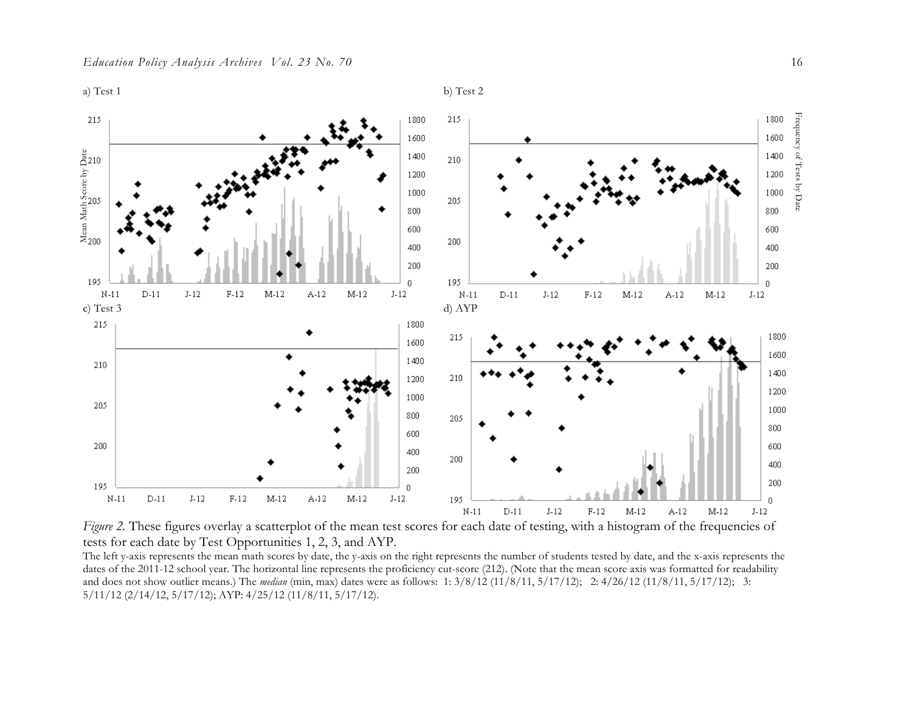*Figure 2.* These figures overlay a scatterplot of the mean test scores for each date of testing, with a histogram of the frequencies of tests for each date by Test Opportunities 1, 2, 3, and AYP.

The left y-axis represents the mean math scores by date, the y-axis on the right represents the number of students tested by date, and the x-axis represents the dates of the 2011-12 school year. The horizontal line represents the proficiency cut-score (212). (Note that the mean score axis was formatted for readability and does not show outlier means.) The *median* (min, max) dates were as follows: 1: 3/8/12 (11/8/11, 5/17/12); 2: 4/26/12 (11/8/11, 5/17/12); 3: 5/11/12 (2/14/12, 5/17/12); AYP: 4/25/12 (11/8/11, 5/17/12).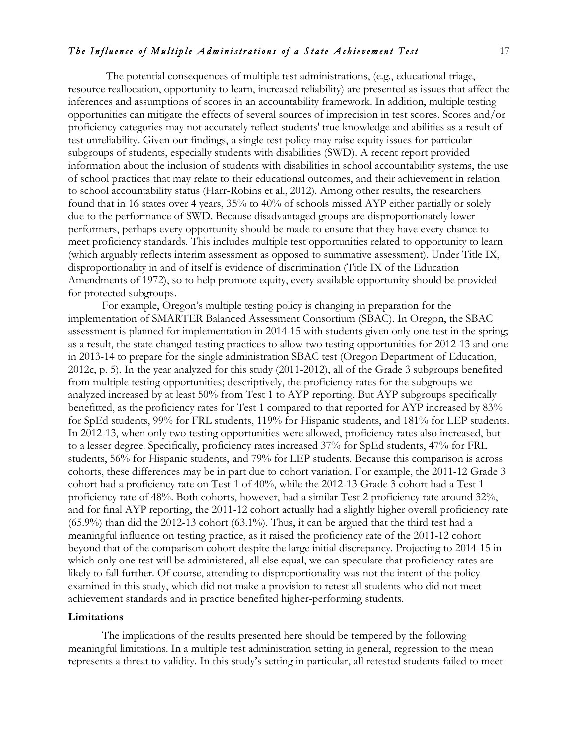The potential consequences of multiple test administrations, (e.g., educational triage, resource reallocation, opportunity to learn, increased reliability) are presented as issues that affect the inferences and assumptions of scores in an accountability framework. In addition, multiple testing opportunities can mitigate the effects of several sources of imprecision in test scores. Scores and/or proficiency categories may not accurately reflect students' true knowledge and abilities as a result of test unreliability. Given our findings, a single test policy may raise equity issues for particular subgroups of students, especially students with disabilities (SWD). A recent report provided information about the inclusion of students with disabilities in school accountability systems, the use of school practices that may relate to their educational outcomes, and their achievement in relation to school accountability status (Harr-Robins et al., 2012). Among other results, the researchers found that in 16 states over 4 years, 35% to 40% of schools missed AYP either partially or solely due to the performance of SWD. Because disadvantaged groups are disproportionately lower performers, perhaps every opportunity should be made to ensure that they have every chance to meet proficiency standards. This includes multiple test opportunities related to opportunity to learn (which arguably reflects interim assessment as opposed to summative assessment). Under Title IX, disproportionality in and of itself is evidence of discrimination (Title IX of the Education Amendments of 1972), so to help promote equity, every available opportunity should be provided for protected subgroups.

For example, Oregon's multiple testing policy is changing in preparation for the implementation of SMARTER Balanced Assessment Consortium (SBAC). In Oregon, the SBAC assessment is planned for implementation in 2014-15 with students given only one test in the spring; as a result, the state changed testing practices to allow two testing opportunities for 2012-13 and one in 2013-14 to prepare for the single administration SBAC test (Oregon Department of Education, 2012c, p. 5). In the year analyzed for this study (2011-2012), all of the Grade 3 subgroups benefited from multiple testing opportunities; descriptively, the proficiency rates for the subgroups we analyzed increased by at least 50% from Test 1 to AYP reporting. But AYP subgroups specifically benefitted, as the proficiency rates for Test 1 compared to that reported for AYP increased by 83% for SpEd students, 99% for FRL students, 119% for Hispanic students, and 181% for LEP students. In 2012-13, when only two testing opportunities were allowed, proficiency rates also increased, but to a lesser degree. Specifically, proficiency rates increased 37% for SpEd students, 47% for FRL students, 56% for Hispanic students, and 79% for LEP students. Because this comparison is across cohorts, these differences may be in part due to cohort variation. For example, the 2011-12 Grade 3 cohort had a proficiency rate on Test 1 of 40%, while the 2012-13 Grade 3 cohort had a Test 1 proficiency rate of 48%. Both cohorts, however, had a similar Test 2 proficiency rate around 32%, and for final AYP reporting, the 2011-12 cohort actually had a slightly higher overall proficiency rate (65.9%) than did the 2012-13 cohort (63.1%). Thus, it can be argued that the third test had a meaningful influence on testing practice, as it raised the proficiency rate of the 2011-12 cohort beyond that of the comparison cohort despite the large initial discrepancy. Projecting to 2014-15 in which only one test will be administered, all else equal, we can speculate that proficiency rates are likely to fall further. Of course, attending to disproportionality was not the intent of the policy examined in this study, which did not make a provision to retest all students who did not meet achievement standards and in practice benefited higher-performing students.

## Limitations

The implications of the results presented here should be tempered by the following meaningful limitations. In a multiple test administration setting in general, regression to the mean represents a threat to validity. In this study's setting in particular, all retested students failed to meet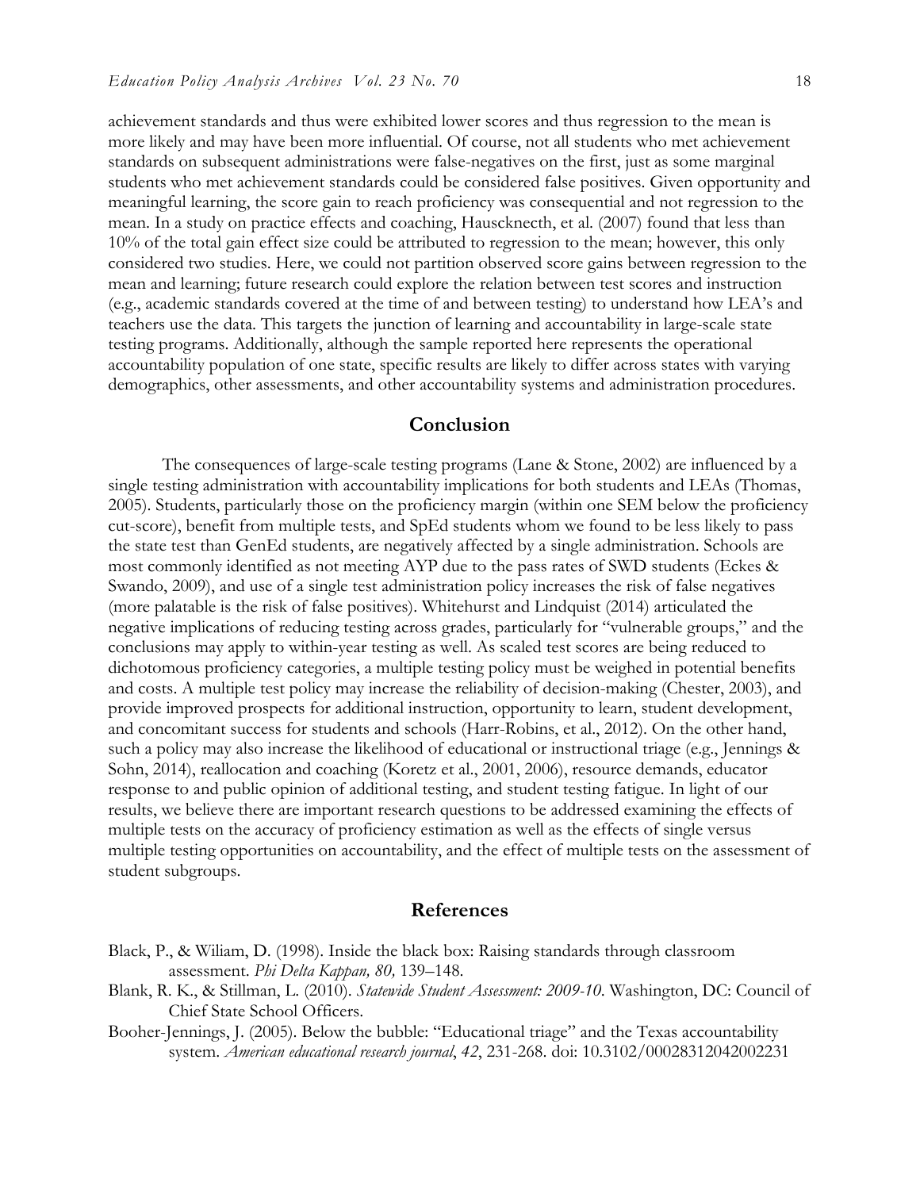achievement standards and thus were exhibited lower scores and thus regression to the mean is more likely and may have been more influential. Of course, not all students who met achievement standards on subsequent administrations were false-negatives on the first, just as some marginal students who met achievement standards could be considered false positives. Given opportunity and meaningful learning, the score gain to reach proficiency was consequential and not regression to the mean. In a study on practice effects and coaching, Hauscknecth, et al. (2007) found that less than 10% of the total gain effect size could be attributed to regression to the mean; however, this only considered two studies. Here, we could not partition observed score gains between regression to the mean and learning; future research could explore the relation between test scores and instruction (e.g., academic standards covered at the time of and between testing) to understand how LEA's and teachers use the data. This targets the junction of learning and accountability in large-scale state testing programs. Additionally, although the sample reported here represents the operational accountability population of one state, specific results are likely to differ across states with varying demographics, other assessments, and other accountability systems and administration procedures.

## Conclusion

The consequences of large-scale testing programs (Lane & Stone, 2002) are influenced by a single testing administration with accountability implications for both students and LEAs (Thomas, 2005). Students, particularly those on the proficiency margin (within one SEM below the proficiency cut-score), benefit from multiple tests, and SpEd students whom we found to be less likely to pass the state test than GenEd students, are negatively affected by a single administration. Schools are most commonly identified as not meeting AYP due to the pass rates of SWD students (Eckes & Swando, 2009), and use of a single test administration policy increases the risk of false negatives (more palatable is the risk of false positives). Whitehurst and Lindquist (2014) articulated the negative implications of reducing testing across grades, particularly for "vulnerable groups," and the conclusions may apply to within-year testing as well. As scaled test scores are being reduced to dichotomous proficiency categories, a multiple testing policy must be weighed in potential benefits and costs. A multiple test policy may increase the reliability of decision-making (Chester, 2003), and provide improved prospects for additional instruction, opportunity to learn, student development, and concomitant success for students and schools (Harr-Robins, et al., 2012). On the other hand, such a policy may also increase the likelihood of educational or instructional triage (e.g., Jennings & Sohn, 2014), reallocation and coaching (Koretz et al., 2001, 2006), resource demands, educator response to and public opinion of additional testing, and student testing fatigue. In light of our results, we believe there are important research questions to be addressed examining the effects of multiple tests on the accuracy of proficiency estimation as well as the effects of single versus multiple testing opportunities on accountability, and the effect of multiple tests on the assessment of student subgroups.

## References

Black, P., & Wiliam, D. (1998). Inside the black box: Raising standards through classroom assessment. *Phi Delta Kappan, 80,* 139–148.

Blank, R. K., & Stillman, L. (2010). *Statewide Student Assessment: 2009-10.* Washington, DC: Council of Chief State School Officers.

Booher-Jennings, J. (2005). Below the bubble: "Educational triage" and the Texas accountability system. *American educational research journal*, *42*, 231-268. doi: 10.3102/00028312042002231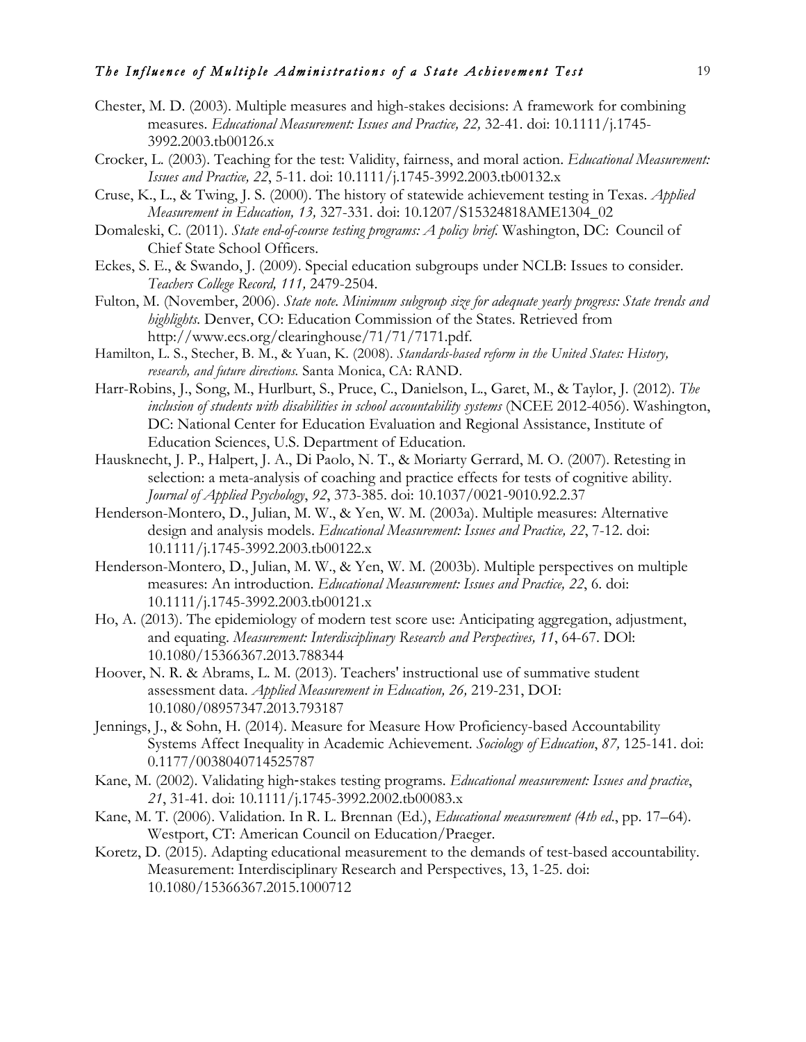Chester, M. D. (2003). Multiple measures and high-stakes decisions: A framework for combining measures. *Educational Measurement: Issues and Practice, 22,* 32-41. doi: 10.1111/j.1745-3992.2003.tb00126.x

Crocker, L. (2003). Teaching for the test: Validity, fairness, and moral action. *Educational Measurement: Issues and Practice, 22*, 5-11. doi: 10.1111/j.1745-3992.2003.tb00132.x

Cruse, K., L., & Twing, J. S. (2000). The history of statewide achievement testing in Texas. *Applied Measurement in Education, 13,* 327-331. doi: 10.1207/S15324818AME1304_02

Domaleski, C. (2011). *State end-of-course testing programs: A policy brief.* Washington, DC: Council of Chief State School Officers.

Eckes, S. E., & Swando, J. (2009). Special education subgroups under NCLB: Issues to consider. *Teachers College Record, 111,* 2479-2504.

Fulton, M. (November, 2006). *State note. Minimum subgroup size for adequate yearly progress: State trends and highlights.* Denver, CO: Education Commission of the States. Retrieved from http://www.ecs.org/clearinghouse/71/71/7171.pdf.

Hamilton, L. S., Stecher, B. M., & Yuan, K. (2008). *Standards-based reform in the United States: History, research, and future directions.* Santa Monica, CA: RAND.

Harr-Robins, J., Song, M., Hurlburt, S., Pruce, C., Danielson, L., Garet, M., & Taylor, J. (2012). *The inclusion of students with disabilities in school accountability systems* (NCEE 2012-4056). Washington, DC: National Center for Education Evaluation and Regional Assistance, Institute of Education Sciences, U.S. Department of Education.

Hausknecht, J. P., Halpert, J. A., Di Paolo, N. T., & Moriarty Gerrard, M. O. (2007). Retesting in selection: a meta-analysis of coaching and practice effects for tests of cognitive ability. *Journal of Applied Psychology*, *92*, 373-385. doi: 10.1037/0021-9010.92.2.37

Henderson-Montero, D., Julian, M. W., & Yen, W. M. (2003a). Multiple measures: Alternative design and analysis models. *Educational Measurement: Issues and Practice, 22*, 7-12. doi: 10.1111/j.1745-3992.2003.tb00122.x

Henderson-Montero, D., Julian, M. W., & Yen, W. M. (2003b). Multiple perspectives on multiple measures: An introduction. *Educational Measurement: Issues and Practice, 22*, 6. doi: 10.1111/j.1745-3992.2003.tb00121.x

Ho, A. (2013). The epidemiology of modern test score use: Anticipating aggregation, adjustment, and equating. *Measurement: Interdisciplinary Research and Perspectives, 11*, 64-67. DOl: 10.1080/15366367.2013.788344

Hoover, N. R. & Abrams, L. M. (2013). Teachers' instructional use of summative student assessment data. *Applied Measurement in Education, 26,* 219-231, DOI: 10.1080/08957347.2013.793187

Jennings, J., & Sohn, H. (2014). Measure for Measure How Proficiency-based Accountability Systems Affect Inequality in Academic Achievement. *Sociology of Education*, *87,* 125-141. doi: 0.1177/0038040714525787

Kane, M. (2002). Validating high-stakes testing programs. *Educational measurement: Issues and practice*, *21*, 31-41. doi: 10.1111/j.1745-3992.2002.tb00083.x

Kane, M. T. (2006). Validation. In R. L. Brennan (Ed.), *Educational measurement (4th ed*., pp. 17–64). Westport, CT: American Council on Education/Praeger.

Koretz, D. (2015). Adapting educational measurement to the demands of test-based accountability. Measurement: Interdisciplinary Research and Perspectives, 13, 1-25. doi: 10.1080/15366367.2015.1000712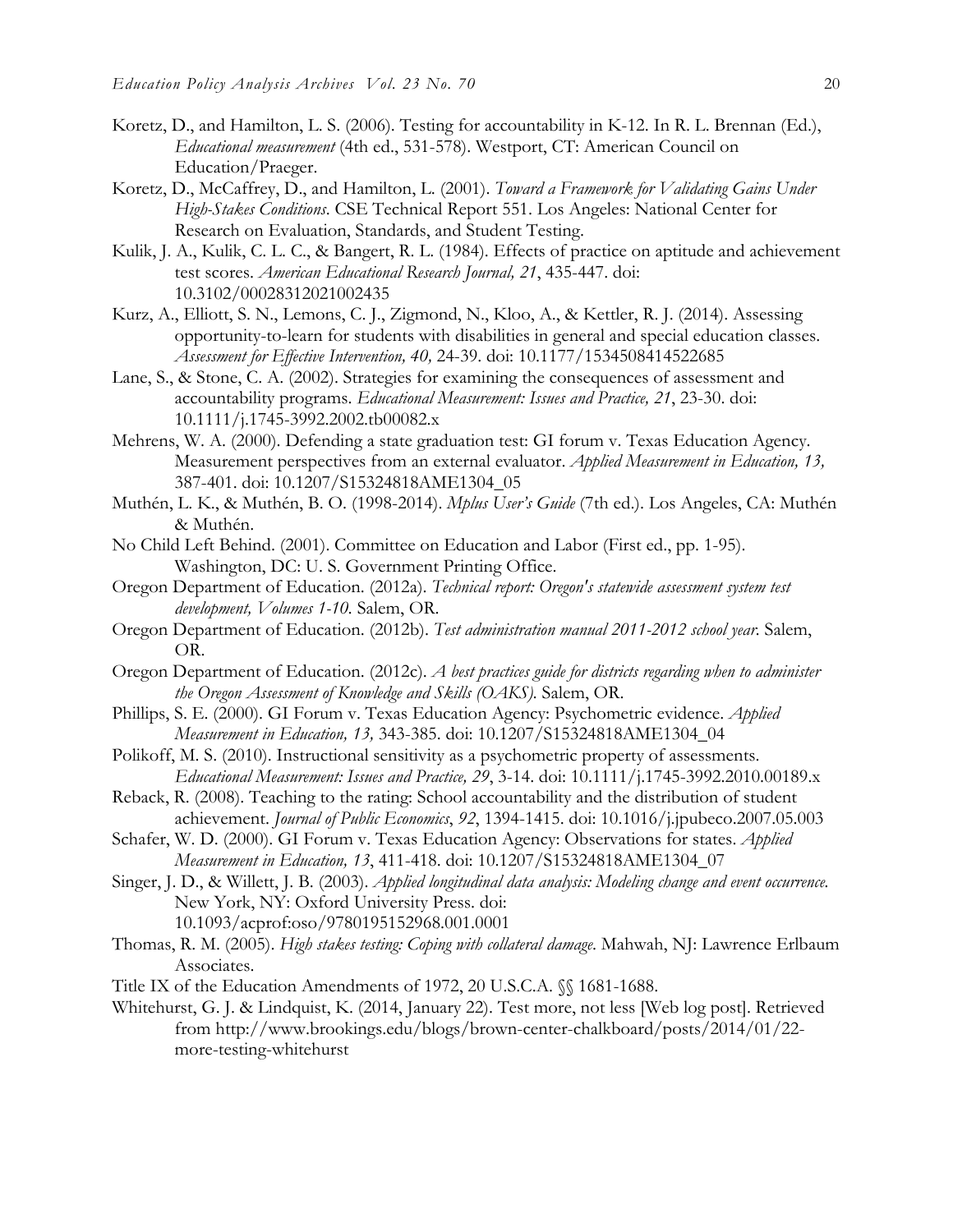Koretz, D., and Hamilton, L. S. (2006). Testing for accountability in K-12. In R. L. Brennan (Ed.), *Educational measurement* (4th ed., 531-578). Westport, CT: American Council on Education/Praeger.

Koretz, D., McCaffrey, D., and Hamilton, L. (2001). *Toward a Framework for Validating Gains Under High-Stakes Conditions*. CSE Technical Report 551. Los Angeles: National Center for Research on Evaluation, Standards, and Student Testing.

Kulik, J. A., Kulik, C. L. C., & Bangert, R. L. (1984). Effects of practice on aptitude and achievement test scores. *American Educational Research Journal, 21*, 435-447. doi: 10.3102/00028312021002435

Kurz, A., Elliott, S. N., Lemons, C. J., Zigmond, N., Kloo, A., & Kettler, R. J. (2014). Assessing opportunity-to-learn for students with disabilities in general and special education classes. *Assessment for Effective Intervention, 40,* 24-39. doi: 10.1177/1534508414522685

Lane, S., & Stone, C. A. (2002). Strategies for examining the consequences of assessment and accountability programs. *Educational Measurement: Issues and Practice, 21*, 23-30. doi: 10.1111/j.1745-3992.2002.tb00082.x

Mehrens, W. A. (2000). Defending a state graduation test: GI forum v. Texas Education Agency. Measurement perspectives from an external evaluator. *Applied Measurement in Education, 13,* 387-401. doi: 10.1207/S15324818AME1304_05

Muthén, L. K., & Muthén, B. O. (1998-2014). *Mplus User's Guide* (7th ed.). Los Angeles, CA: Muthén & Muthén.

No Child Left Behind. (2001). Committee on Education and Labor (First ed., pp. 1-95). Washington, DC: U. S. Government Printing Office.

Oregon Department of Education. (2012a). *Technical report: Oregon's statewide assessment system test development, Volumes 1-10.* Salem, OR.

Oregon Department of Education. (2012b). *Test administration manual 2011-2012 school year.* Salem, OR.

Oregon Department of Education. (2012c). *A best practices guide for districts regarding when to administer the Oregon Assessment of Knowledge and Skills (OAKS).* Salem, OR.

Phillips, S. E. (2000). GI Forum v. Texas Education Agency: Psychometric evidence. *Applied Measurement in Education, 13,* 343-385. doi: 10.1207/S15324818AME1304_04

Polikoff, M. S. (2010). Instructional sensitivity as a psychometric property of assessments. *Educational Measurement: Issues and Practice, 29*, 3-14. doi: 10.1111/j.1745-3992.2010.00189.x

Reback, R. (2008). Teaching to the rating: School accountability and the distribution of student achievement. *Journal of Public Economics*, *92*, 1394-1415. doi: 10.1016/j.jpubeco.2007.05.003

Schafer, W. D. (2000). GI Forum v. Texas Education Agency: Observations for states. *Applied Measurement in Education, 13*, 411-418. doi: 10.1207/S15324818AME1304_07

Singer, J. D., & Willett, J. B. (2003). *Applied longitudinal data analysis: Modeling change and event occurrence.* New York, NY: Oxford University Press. doi: 10.1093/acprof:oso/9780195152968.001.0001

Thomas, R. M. (2005). *High stakes testing: Coping with collateral damage.* Mahwah, NJ: Lawrence Erlbaum Associates.

Title IX of the Education Amendments of 1972, 20 U.S.C.A. §§ 1681-1688.

Whitehurst, G. J. & Lindquist, K. (2014, January 22). Test more, not less [Web log post]. Retrieved from http://www.brookings.edu/blogs/brown-center-chalkboard/posts/2014/01/22-more-testing-whitehurst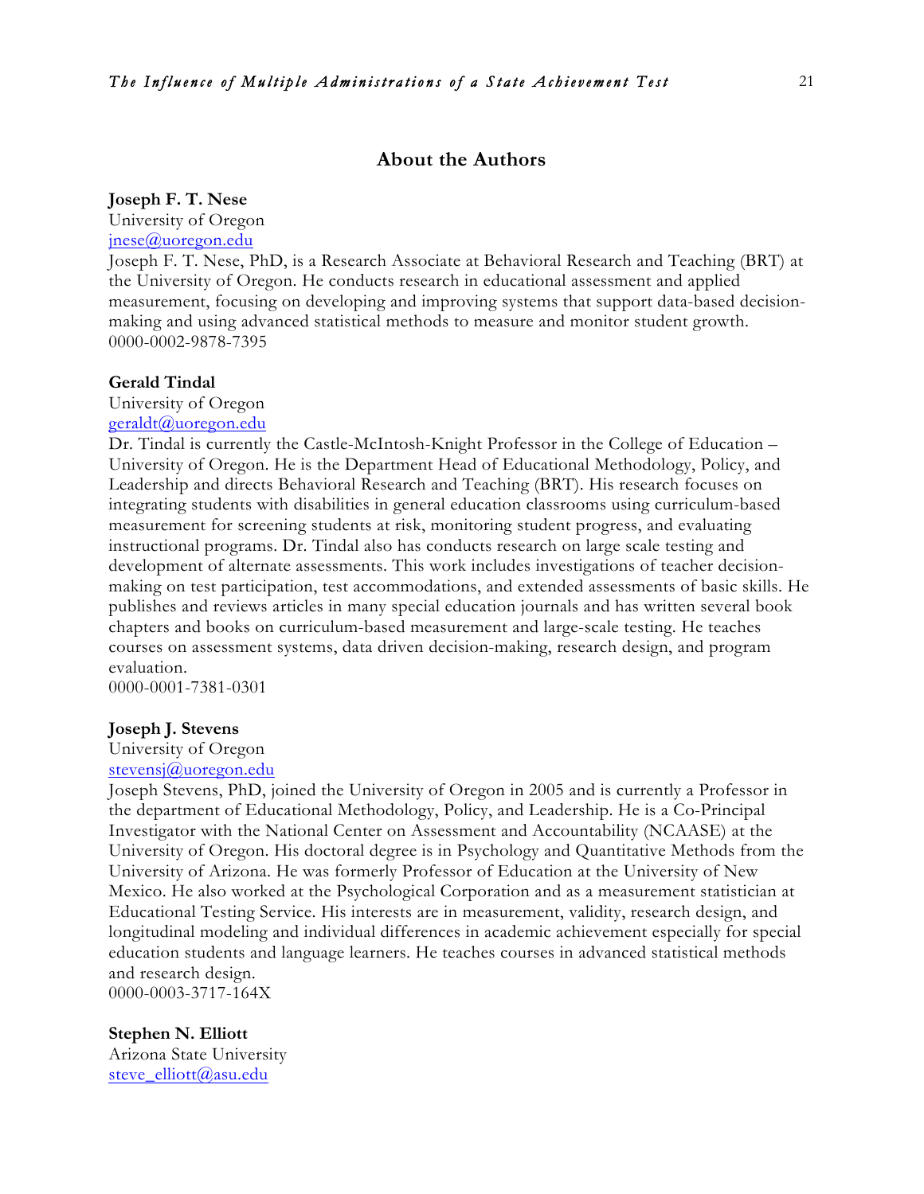## About the Authors

**Joseph F. T. Nese**
University of Oregon
jnese@uoregon.edu
Joseph F. T. Nese, PhD, is a Research Associate at Behavioral Research and Teaching (BRT) at the University of Oregon. He conducts research in educational assessment and applied measurement, focusing on developing and improving systems that support data-based decision-making and using advanced statistical methods to measure and monitor student growth.
0000-0002-9878-7395

**Gerald Tindal**
University of Oregon
geraldt@uoregon.edu
Dr. Tindal is currently the Castle-McIntosh-Knight Professor in the College of Education – University of Oregon. He is the Department Head of Educational Methodology, Policy, and Leadership and directs Behavioral Research and Teaching (BRT). His research focuses on integrating students with disabilities in general education classrooms using curriculum-based measurement for screening students at risk, monitoring student progress, and evaluating instructional programs. Dr. Tindal also has conducts research on large scale testing and development of alternate assessments. This work includes investigations of teacher decision-making on test participation, test accommodations, and extended assessments of basic skills. He publishes and reviews articles in many special education journals and has written several book chapters and books on curriculum-based measurement and large-scale testing. He teaches courses on assessment systems, data driven decision-making, research design, and program evaluation.
0000-0001-7381-0301

**Joseph J. Stevens**
University of Oregon
stevensj@uoregon.edu
Joseph Stevens, PhD, joined the University of Oregon in 2005 and is currently a Professor in the department of Educational Methodology, Policy, and Leadership. He is a Co-Principal Investigator with the National Center on Assessment and Accountability (NCAASE) at the University of Oregon. His doctoral degree is in Psychology and Quantitative Methods from the University of Arizona. He was formerly Professor of Education at the University of New Mexico. He also worked at the Psychological Corporation and as a measurement statistician at Educational Testing Service. His interests are in measurement, validity, research design, and longitudinal modeling and individual differences in academic achievement especially for special education students and language learners. He teaches courses in advanced statistical methods and research design.
0000-0003-3717-164X

**Stephen N. Elliott**
Arizona State University
steve_elliott@asu.edu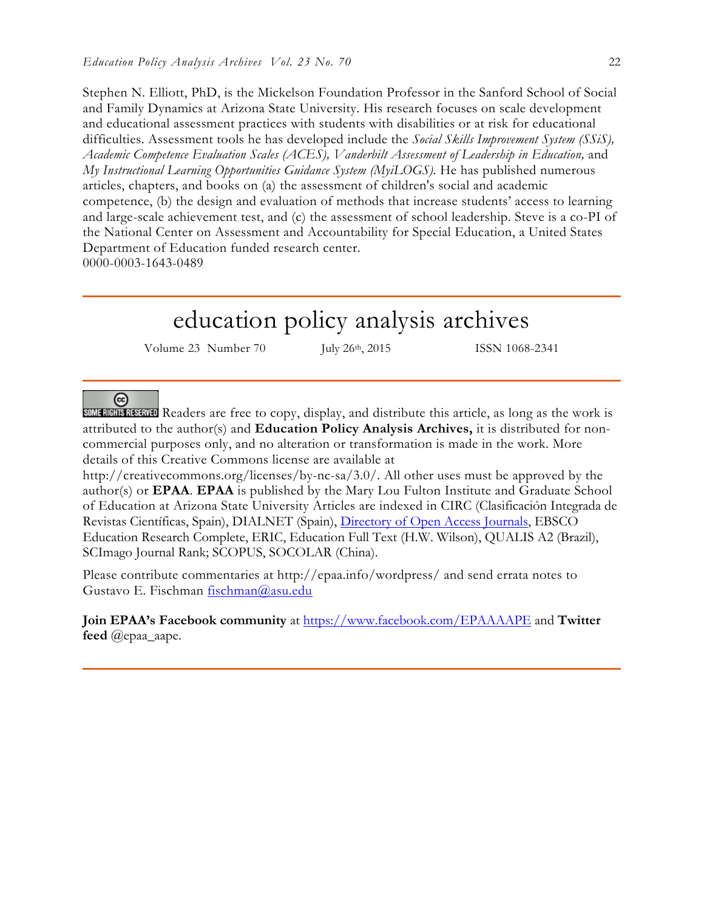Stephen N. Elliott, PhD, is the Mickelson Foundation Professor in the Sanford School of Social and Family Dynamics at Arizona State University. His research focuses on scale development and educational assessment practices with students with disabilities or at risk for educational difficulties. Assessment tools he has developed include the *Social Skills Improvement System (SSiS), Academic Competence Evaluation Scales (ACES), Vanderbilt Assessment of Leadership in Education,* and *My Instructional Learning Opportunities Guidance System (MyiLOGS).* He has published numerous articles, chapters, and books on (a) the assessment of children's social and academic competence, (b) the design and evaluation of methods that increase students' access to learning and large-scale achievement test, and (c) the assessment of school leadership. Steve is a co-PI of the National Center on Assessment and Accountability for Special Education, a United States Department of Education funded research center.
0000-0003-1643-0489

---

# education policy analysis archives

Volume 23 Number 70 July 26th, 2015 ISSN 1068-2341

---

Readers are free to copy, display, and distribute this article, as long as the work is attributed to the author(s) and **Education Policy Analysis Archives,** it is distributed for non-commercial purposes only, and no alteration or transformation is made in the work. More details of this Creative Commons license are available at http://creativecommons.org/licenses/by-nc-sa/3.0/. All other uses must be approved by the author(s) or **EPAA**. **EPAA** is published by the Mary Lou Fulton Institute and Graduate School of Education at Arizona State University Articles are indexed in CIRC (Clasificación Integrada de Revistas Científicas, Spain), DIALNET (Spain), Directory of Open Access Journals, EBSCO Education Research Complete, ERIC, Education Full Text (H.W. Wilson), QUALIS A2 (Brazil), SCImago Journal Rank; SCOPUS, SOCOLAR (China).

Please contribute commentaries at http://epaa.info/wordpress/ and send errata notes to Gustavo E. Fischman fischman@asu.edu

**Join EPAA's Facebook community** at https://www.facebook.com/EPAAAAPE and **Twitter feed** @epaa_aape.

---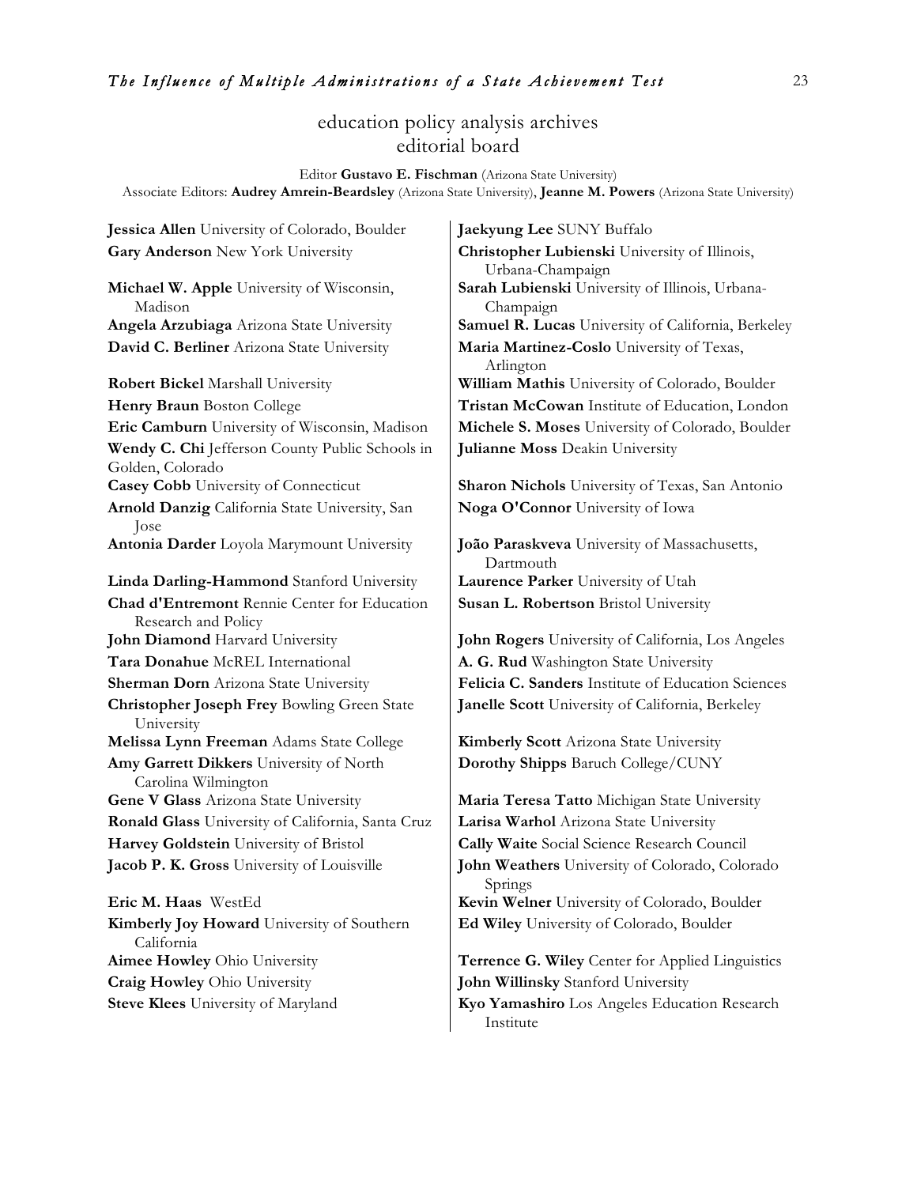# education policy analysis archives
## editorial board

Editor **Gustavo E. Fischman** (Arizona State University)
Associate Editors: **Audrey Amrein-Beardsley** (Arizona State University), **Jeanne M. Powers** (Arizona State University)

**Jessica Allen** University of Colorado, Boulder
**Gary Anderson** New York University
**Michael W. Apple** University of Wisconsin, Madison
**Angela Arzubiaga** Arizona State University
**David C. Berliner** Arizona State University
**Robert Bickel** Marshall University
**Henry Braun** Boston College
**Eric Camburn** University of Wisconsin, Madison
**Wendy C. Chi** Jefferson County Public Schools in Golden, Colorado
**Casey Cobb** University of Connecticut
**Arnold Danzig** California State University, San Jose
**Antonia Darder** Loyola Marymount University
**Linda Darling-Hammond** Stanford University
**Chad d'Entremont** Rennie Center for Education Research and Policy
**John Diamond** Harvard University
**Tara Donahue** McREL International
**Sherman Dorn** Arizona State University
**Christopher Joseph Frey** Bowling Green State University
**Melissa Lynn Freeman** Adams State College
**Amy Garrett Dikkers** University of North Carolina Wilmington
**Gene V Glass** Arizona State University
**Ronald Glass** University of California, Santa Cruz
**Harvey Goldstein** University of Bristol
**Jacob P. K. Gross** University of Louisville
**Eric M. Haas** WestEd
**Kimberly Joy Howard** University of Southern California
**Aimee Howley** Ohio University
**Craig Howley** Ohio University
**Steve Klees** University of Maryland
**Jaekyung Lee** SUNY Buffalo
**Christopher Lubienski** University of Illinois, Urbana-Champaign
**Sarah Lubienski** University of Illinois, Urbana-Champaign
**Samuel R. Lucas** University of California, Berkeley
**Maria Martinez-Coslo** University of Texas, Arlington
**William Mathis** University of Colorado, Boulder
**Tristan McCowan** Institute of Education, London
**Michele S. Moses** University of Colorado, Boulder
**Julianne Moss** Deakin University
**Sharon Nichols** University of Texas, San Antonio
**Noga O'Connor** University of Iowa
**João Paraskveva** University of Massachusetts, Dartmouth
**Laurence Parker** University of Utah
**Susan L. Robertson** Bristol University
**John Rogers** University of California, Los Angeles
**A. G. Rud** Washington State University
**Felicia C. Sanders** Institute of Education Sciences
**Janelle Scott** University of California, Berkeley
**Kimberly Scott** Arizona State University
**Dorothy Shipps** Baruch College/CUNY
**Maria Teresa Tatto** Michigan State University
**Larisa Warhol** Arizona State University
**Cally Waite** Social Science Research Council
**John Weathers** University of Colorado, Colorado Springs
**Kevin Welner** University of Colorado, Boulder
**Ed Wiley** University of Colorado, Boulder
**Terrence G. Wiley** Center for Applied Linguistics
**John Willinsky** Stanford University
**Kyo Yamashiro** Los Angeles Education Research Institute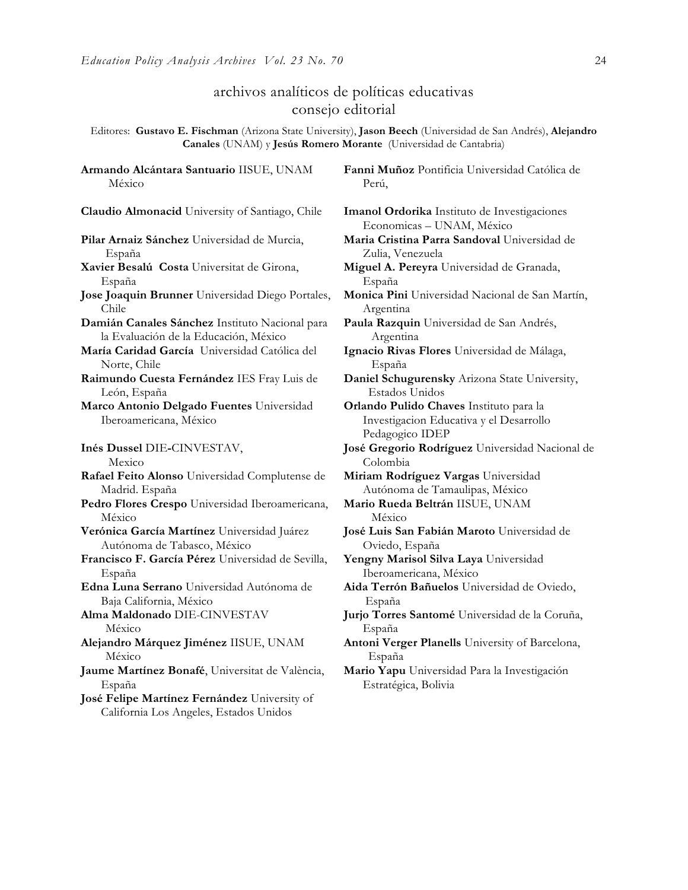## archivos analíticos de políticas educativas
## consejo editorial

Editores: **Gustavo E. Fischman** (Arizona State University), **Jason Beech** (Universidad de San Andrés), **Alejandro Canales** (UNAM) y **Jesús Romero Morante** (Universidad de Cantabria)

**Armando Alcántara Santuario** IISUE, UNAM México

**Claudio Almonacid** University of Santiago, Chile

**Pilar Arnaiz Sánchez** Universidad de Murcia, España

**Xavier Besalú Costa** Universitat de Girona, España

**Jose Joaquin Brunner** Universidad Diego Portales, Chile

**Damián Canales Sánchez** Instituto Nacional para la Evaluación de la Educación, México

**María Caridad García** Universidad Católica del Norte, Chile

**Raimundo Cuesta Fernández** IES Fray Luis de León, España

**Marco Antonio Delgado Fuentes** Universidad Iberoamericana, México

**Inés Dussel** DIE-CINVESTAV, Mexico

**Rafael Feito Alonso** Universidad Complutense de Madrid. España

**Pedro Flores Crespo** Universidad Iberoamericana, México

**Verónica García Martínez** Universidad Juárez Autónoma de Tabasco, México

**Francisco F. García Pérez** Universidad de Sevilla, España

**Edna Luna Serrano** Universidad Autónoma de Baja California, México

**Alma Maldonado** DIE-CINVESTAV México

**Alejandro Márquez Jiménez** IISUE, UNAM México

**Jaume Martínez Bonafé**, Universitat de València, España

**José Felipe Martínez Fernández** University of California Los Angeles, Estados Unidos

**Fanni Muñoz** Pontificia Universidad Católica de Perú,

**Imanol Ordorika** Instituto de Investigaciones Economicas – UNAM, México

**Maria Cristina Parra Sandoval** Universidad de Zulia, Venezuela

**Miguel A. Pereyra** Universidad de Granada, España

**Monica Pini** Universidad Nacional de San Martín, Argentina

**Paula Razquin** Universidad de San Andrés, Argentina

**Ignacio Rivas Flores** Universidad de Málaga, España

**Daniel Schugurensky** Arizona State University, Estados Unidos

**Orlando Pulido Chaves** Instituto para la Investigacion Educativa y el Desarrollo Pedagogico IDEP

**José Gregorio Rodríguez** Universidad Nacional de Colombia

**Miriam Rodríguez Vargas** Universidad Autónoma de Tamaulipas, México

**Mario Rueda Beltrán** IISUE, UNAM México

**José Luis San Fabián Maroto** Universidad de Oviedo, España

**Yengny Marisol Silva Laya** Universidad Iberoamericana, México

**Aida Terrón Bañuelos** Universidad de Oviedo, España

**Jurjo Torres Santomé** Universidad de la Coruña, España

**Antoni Verger Planells** University of Barcelona, España

**Mario Yapu** Universidad Para la Investigación Estratégica, Bolivia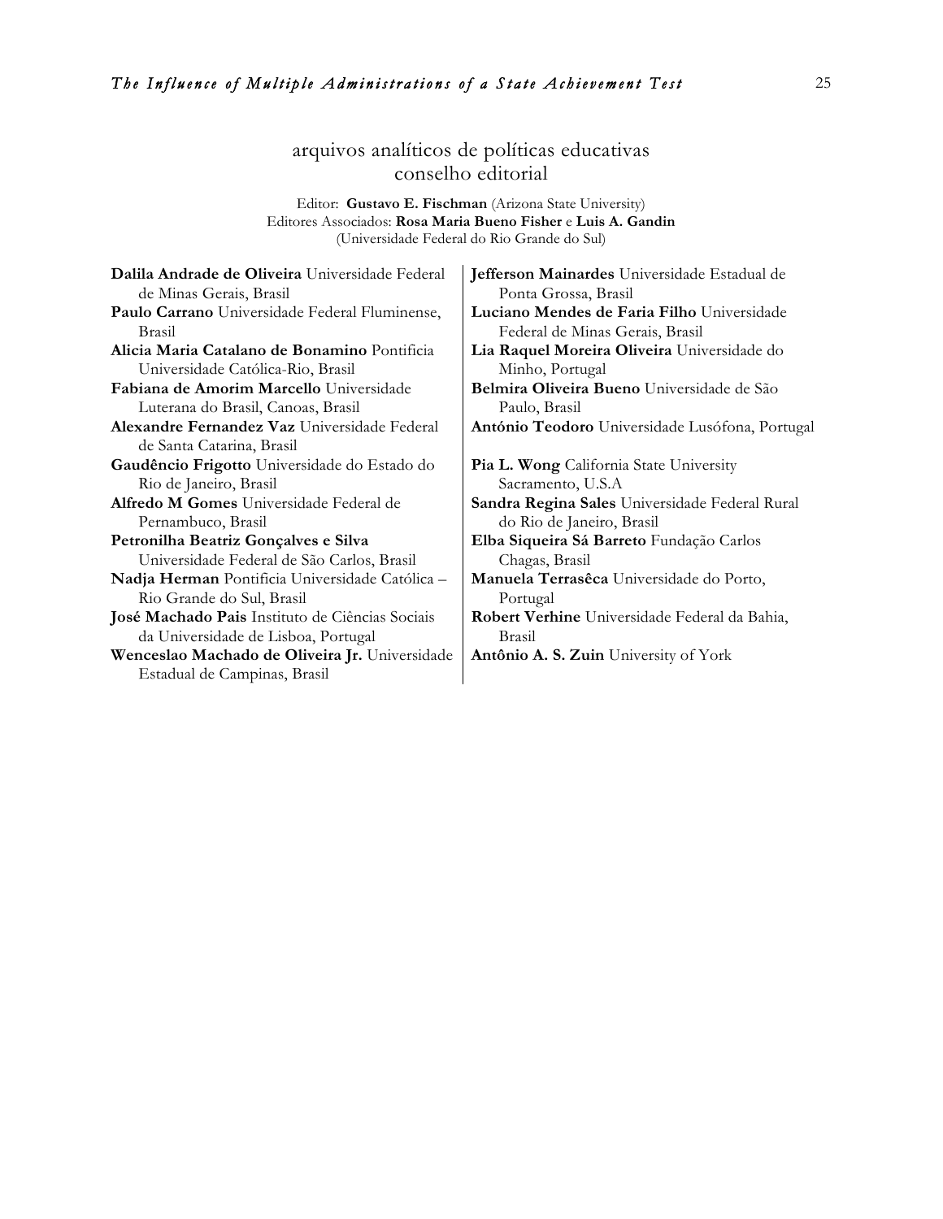## arquivos analíticos de políticas educativas
## conselho editorial

Editor: **Gustavo E. Fischman** (Arizona State University)
Editores Associados: **Rosa Maria Bueno Fisher** e **Luis A. Gandin**
(Universidade Federal do Rio Grande do Sul)

**Dalila Andrade de Oliveira** Universidade Federal de Minas Gerais, Brasil

**Paulo Carrano** Universidade Federal Fluminense, Brasil

**Alicia Maria Catalano de Bonamino** Pontificia Universidade Católica-Rio, Brasil

**Fabiana de Amorim Marcello** Universidade Luterana do Brasil, Canoas, Brasil

**Alexandre Fernandez Vaz** Universidade Federal de Santa Catarina, Brasil

**Gaudêncio Frigotto** Universidade do Estado do Rio de Janeiro, Brasil

**Alfredo M Gomes** Universidade Federal de Pernambuco, Brasil

**Petronilha Beatriz Gonçalves e Silva** Universidade Federal de São Carlos, Brasil

**Nadja Herman** Pontificia Universidade Católica – Rio Grande do Sul, Brasil

**José Machado Pais** Instituto de Ciências Sociais da Universidade de Lisboa, Portugal

**Wenceslao Machado de Oliveira Jr.** Universidade Estadual de Campinas, Brasil

**Jefferson Mainardes** Universidade Estadual de Ponta Grossa, Brasil

**Luciano Mendes de Faria Filho** Universidade Federal de Minas Gerais, Brasil

**Lia Raquel Moreira Oliveira** Universidade do Minho, Portugal

**Belmira Oliveira Bueno** Universidade de São Paulo, Brasil

**António Teodoro** Universidade Lusófona, Portugal

**Pia L. Wong** California State University Sacramento, U.S.A

**Sandra Regina Sales** Universidade Federal Rural do Rio de Janeiro, Brasil

**Elba Siqueira Sá Barreto** Fundação Carlos Chagas, Brasil

**Manuela Terrasêca** Universidade do Porto, Portugal

**Robert Verhine** Universidade Federal da Bahia, Brasil

**Antônio A. S. Zuin** University of York